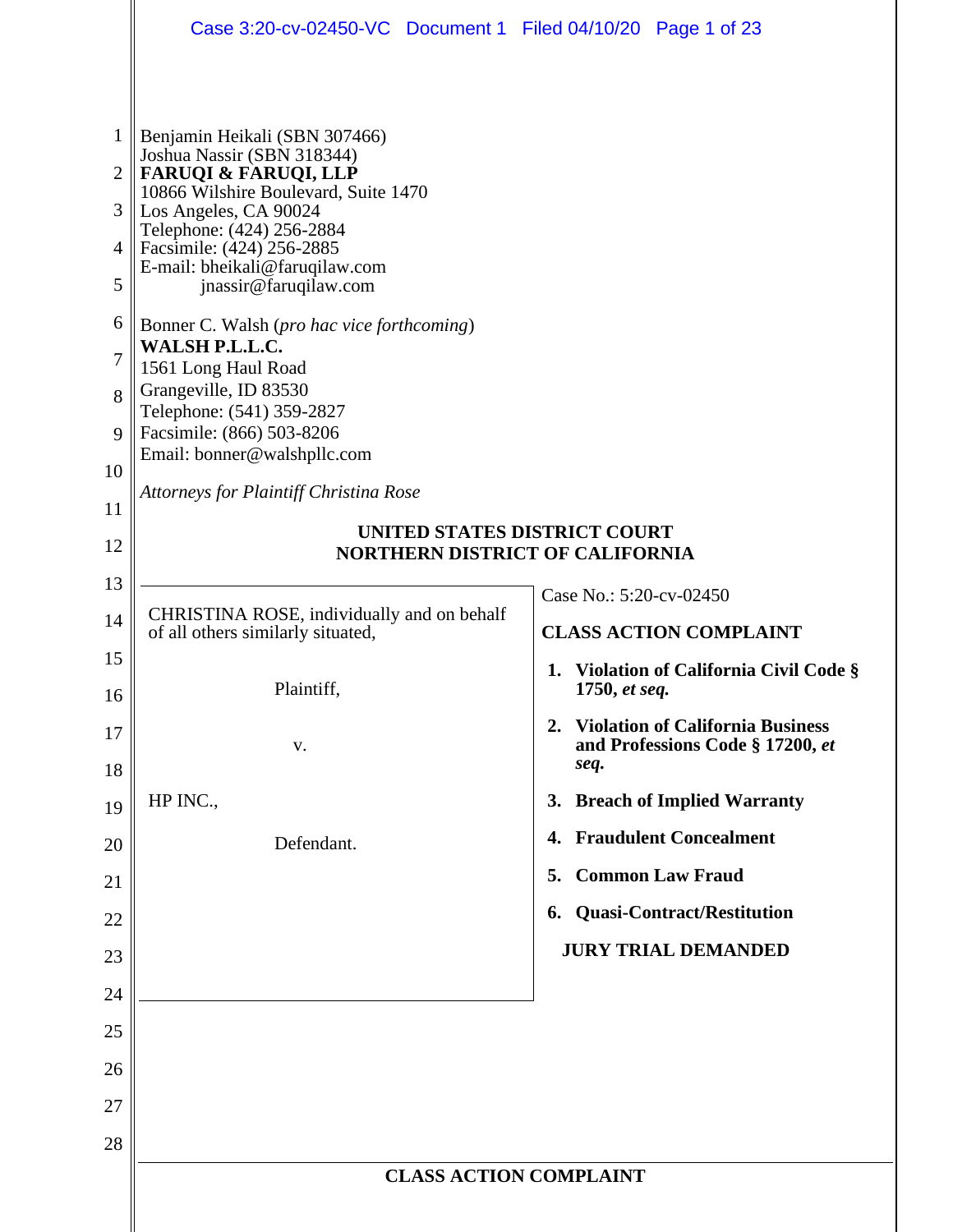Benjamin Heikali (SBN 307466)
Joshua Nassir (SBN 318344)
**FARUQI & FARUQI, LLP**
10866 Wilshire Boulevard, Suite 1470
Los Angeles, CA 90024
Telephone: (424) 256-2884
Facsimile: (424) 256-2885
E-mail: bheikali@faruqilaw.com
jnassir@faruqilaw.com

Bonner C. Walsh (*pro hac vice forthcoming*)
**WALSH P.L.L.C.**
1561 Long Haul Road
Grangeville, ID 83530
Telephone: (541) 359-2827
Facsimile: (866) 503-8206
Email: bonner@walshpllc.com

*Attorneys for Plaintiff Christina Rose*

**UNITED STATES DISTRICT COURT**
**NORTHERN DISTRICT OF CALIFORNIA**

CHRISTINA ROSE, individually and on behalf of all others similarly situated,

Plaintiff,

v.

HP INC.,

Defendant.

Case No.: 5:20-cv-02450

**CLASS ACTION COMPLAINT**

1. **Violation of California Civil Code § 1750, *et seq.***
2. **Violation of California Business and Professions Code § 17200, *et seq.***
3. **Breach of Implied Warranty**
4. **Fraudulent Concealment**
5. **Common Law Fraud**
6. **Quasi-Contract/Restitution**

**JURY TRIAL DEMANDED**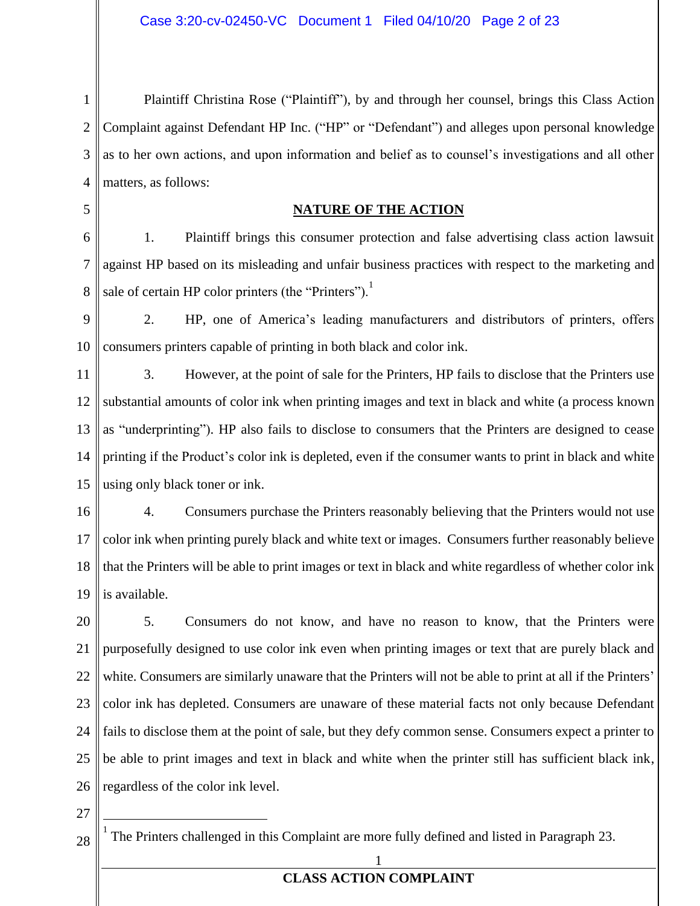Plaintiff Christina Rose ("Plaintiff"), by and through her counsel, brings this Class Action Complaint against Defendant HP Inc. ("HP" or "Defendant") and alleges upon personal knowledge as to her own actions, and upon information and belief as to counsel's investigations and all other matters, as follows:

## NATURE OF THE ACTION

1. Plaintiff brings this consumer protection and false advertising class action lawsuit against HP based on its misleading and unfair business practices with respect to the marketing and sale of certain HP color printers (the "Printers").[1]

2. HP, one of America's leading manufacturers and distributors of printers, offers consumers printers capable of printing in both black and color ink.

3. However, at the point of sale for the Printers, HP fails to disclose that the Printers use substantial amounts of color ink when printing images and text in black and white (a process known as "underprinting"). HP also fails to disclose to consumers that the Printers are designed to cease printing if the Product's color ink is depleted, even if the consumer wants to print in black and white using only black toner or ink.

4. Consumers purchase the Printers reasonably believing that the Printers would not use color ink when printing purely black and white text or images. Consumers further reasonably believe that the Printers will be able to print images or text in black and white regardless of whether color ink is available.

5. Consumers do not know, and have no reason to know, that the Printers were purposefully designed to use color ink even when printing images or text that are purely black and white. Consumers are similarly unaware that the Printers will not be able to print at all if the Printers' color ink has depleted. Consumers are unaware of these material facts not only because Defendant fails to disclose them at the point of sale, but they defy common sense. Consumers expect a printer to be able to print images and text in black and white when the printer still has sufficient black ink, regardless of the color ink level.

---

[1] The Printers challenged in this Complaint are more fully defined and listed in Paragraph 23.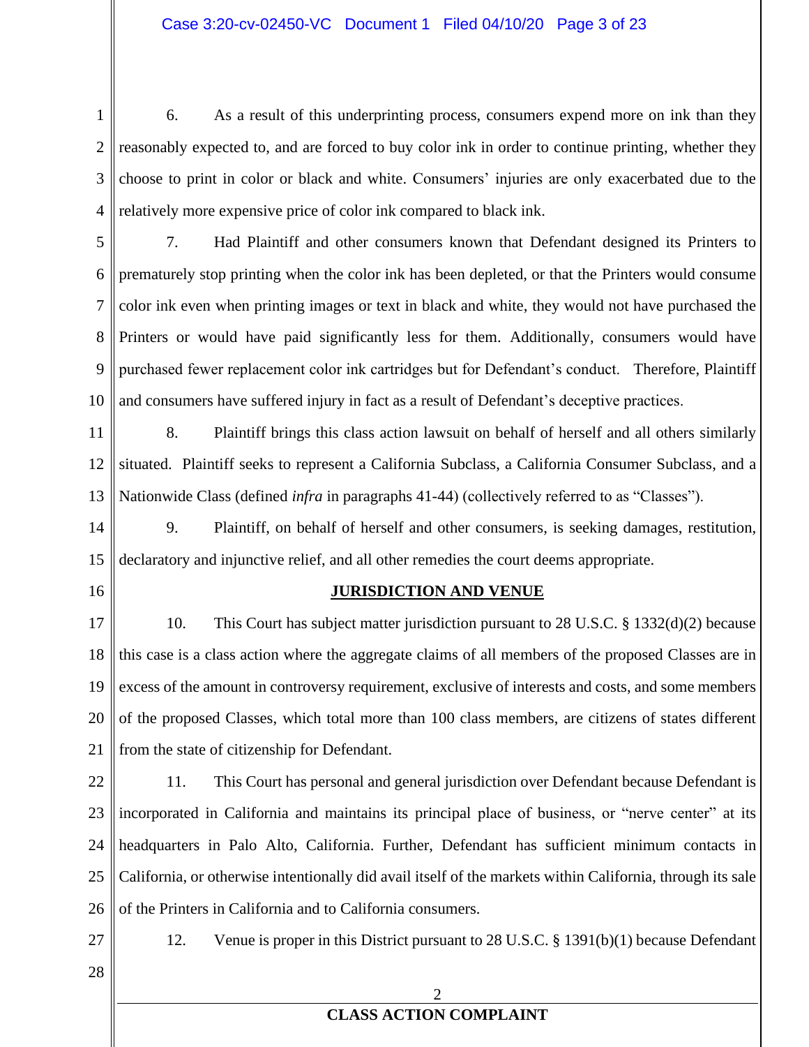6. As a result of this underprinting process, consumers expend more on ink than they reasonably expected to, and are forced to buy color ink in order to continue printing, whether they choose to print in color or black and white. Consumers' injuries are only exacerbated due to the relatively more expensive price of color ink compared to black ink.

7. Had Plaintiff and other consumers known that Defendant designed its Printers to prematurely stop printing when the color ink has been depleted, or that the Printers would consume color ink even when printing images or text in black and white, they would not have purchased the Printers or would have paid significantly less for them. Additionally, consumers would have purchased fewer replacement color ink cartridges but for Defendant's conduct. Therefore, Plaintiff and consumers have suffered injury in fact as a result of Defendant's deceptive practices.

8. Plaintiff brings this class action lawsuit on behalf of herself and all others similarly situated. Plaintiff seeks to represent a California Subclass, a California Consumer Subclass, and a Nationwide Class (defined *infra* in paragraphs 41-44) (collectively referred to as "Classes").

9. Plaintiff, on behalf of herself and other consumers, is seeking damages, restitution, declaratory and injunctive relief, and all other remedies the court deems appropriate.

## JURISDICTION AND VENUE

10. This Court has subject matter jurisdiction pursuant to 28 U.S.C. § 1332(d)(2) because this case is a class action where the aggregate claims of all members of the proposed Classes are in excess of the amount in controversy requirement, exclusive of interests and costs, and some members of the proposed Classes, which total more than 100 class members, are citizens of states different from the state of citizenship for Defendant.

11. This Court has personal and general jurisdiction over Defendant because Defendant is incorporated in California and maintains its principal place of business, or "nerve center" at its headquarters in Palo Alto, California. Further, Defendant has sufficient minimum contacts in California, or otherwise intentionally did avail itself of the markets within California, through its sale of the Printers in California and to California consumers.

12. Venue is proper in this District pursuant to 28 U.S.C. § 1391(b)(1) because Defendant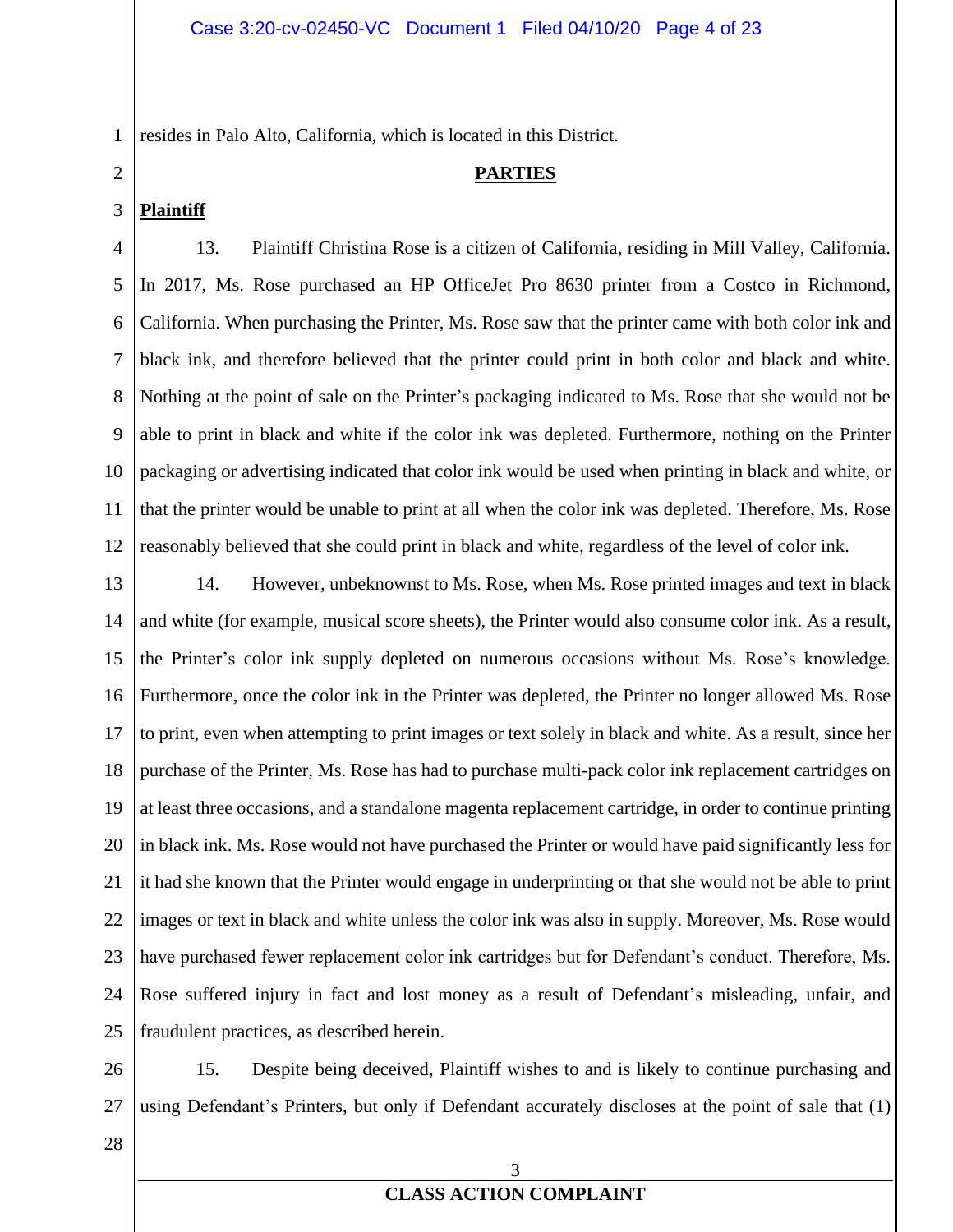resides in Palo Alto, California, which is located in this District.

## PARTIES

**Plaintiff**

13. Plaintiff Christina Rose is a citizen of California, residing in Mill Valley, California. In 2017, Ms. Rose purchased an HP OfficeJet Pro 8630 printer from a Costco in Richmond, California. When purchasing the Printer, Ms. Rose saw that the printer came with both color ink and black ink, and therefore believed that the printer could print in both color and black and white. Nothing at the point of sale on the Printer's packaging indicated to Ms. Rose that she would not be able to print in black and white if the color ink was depleted. Furthermore, nothing on the Printer packaging or advertising indicated that color ink would be used when printing in black and white, or that the printer would be unable to print at all when the color ink was depleted. Therefore, Ms. Rose reasonably believed that she could print in black and white, regardless of the level of color ink.

14. However, unbeknownst to Ms. Rose, when Ms. Rose printed images and text in black and white (for example, musical score sheets), the Printer would also consume color ink. As a result, the Printer's color ink supply depleted on numerous occasions without Ms. Rose's knowledge. Furthermore, once the color ink in the Printer was depleted, the Printer no longer allowed Ms. Rose to print, even when attempting to print images or text solely in black and white. As a result, since her purchase of the Printer, Ms. Rose has had to purchase multi-pack color ink replacement cartridges on at least three occasions, and a standalone magenta replacement cartridge, in order to continue printing in black ink. Ms. Rose would not have purchased the Printer or would have paid significantly less for it had she known that the Printer would engage in underprinting or that she would not be able to print images or text in black and white unless the color ink was also in supply. Moreover, Ms. Rose would have purchased fewer replacement color ink cartridges but for Defendant's conduct. Therefore, Ms. Rose suffered injury in fact and lost money as a result of Defendant's misleading, unfair, and fraudulent practices, as described herein.

15. Despite being deceived, Plaintiff wishes to and is likely to continue purchasing and using Defendant's Printers, but only if Defendant accurately discloses at the point of sale that (1)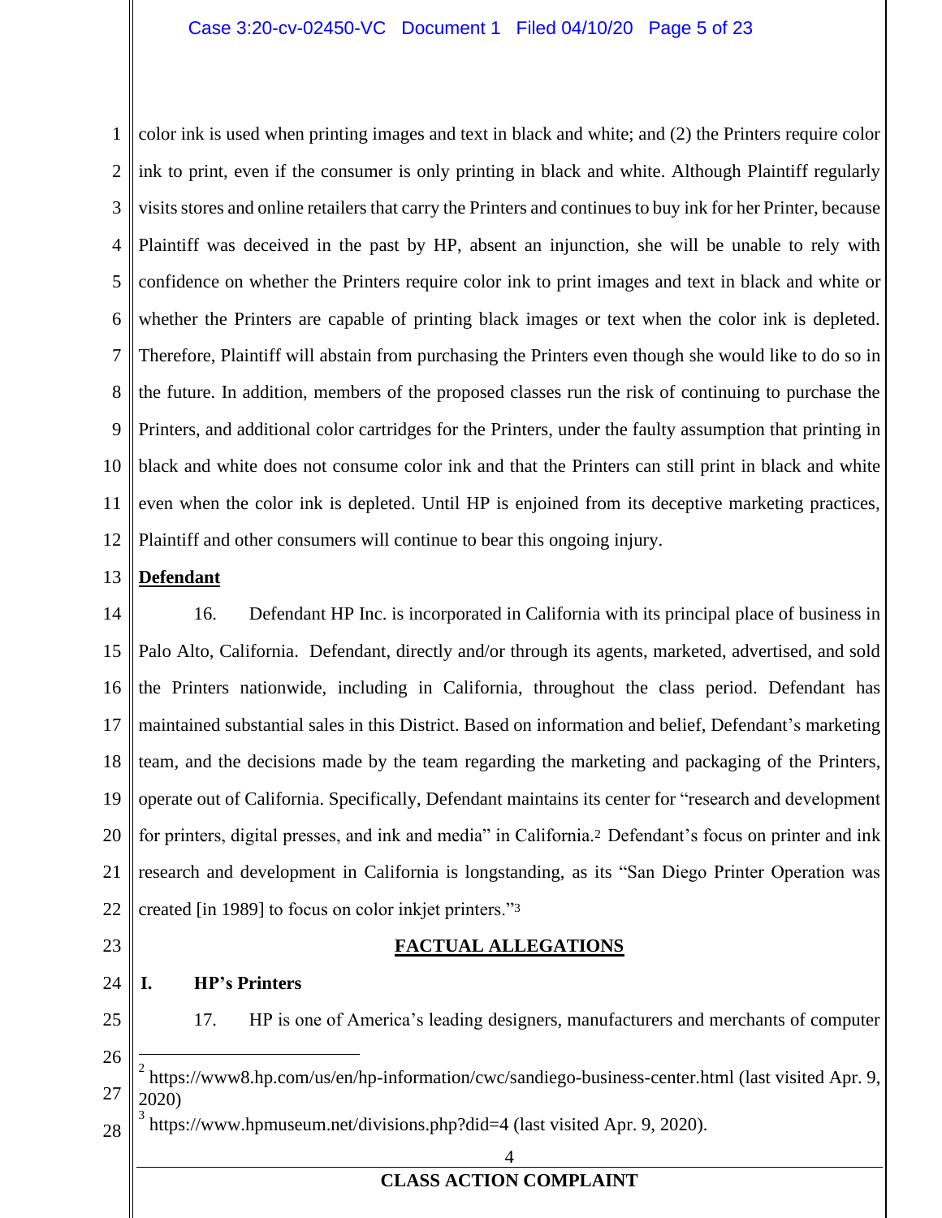color ink is used when printing images and text in black and white; and (2) the Printers require color ink to print, even if the consumer is only printing in black and white. Although Plaintiff regularly visits stores and online retailers that carry the Printers and continues to buy ink for her Printer, because Plaintiff was deceived in the past by HP, absent an injunction, she will be unable to rely with confidence on whether the Printers require color ink to print images and text in black and white or whether the Printers are capable of printing black images or text when the color ink is depleted. Therefore, Plaintiff will abstain from purchasing the Printers even though she would like to do so in the future. In addition, members of the proposed classes run the risk of continuing to purchase the Printers, and additional color cartridges for the Printers, under the faulty assumption that printing in black and white does not consume color ink and that the Printers can still print in black and white even when the color ink is depleted. Until HP is enjoined from its deceptive marketing practices, Plaintiff and other consumers will continue to bear this ongoing injury.

**Defendant**

16. Defendant HP Inc. is incorporated in California with its principal place of business in Palo Alto, California. Defendant, directly and/or through its agents, marketed, advertised, and sold the Printers nationwide, including in California, throughout the class period. Defendant has maintained substantial sales in this District. Based on information and belief, Defendant's marketing team, and the decisions made by the team regarding the marketing and packaging of the Printers, operate out of California. Specifically, Defendant maintains its center for "research and development for printers, digital presses, and ink and media" in California.[2] Defendant's focus on printer and ink research and development in California is longstanding, as its "San Diego Printer Operation was created [in 1989] to focus on color inkjet printers."[3]

## FACTUAL ALLEGATIONS

### I. HP's Printers

17. HP is one of America's leading designers, manufacturers and merchants of computer

---

[2] https://www8.hp.com/us/en/hp-information/cwc/sandiego-business-center.html (last visited Apr. 9, 2020)

[3] https://www.hpmuseum.net/divisions.php?did=4 (last visited Apr. 9, 2020).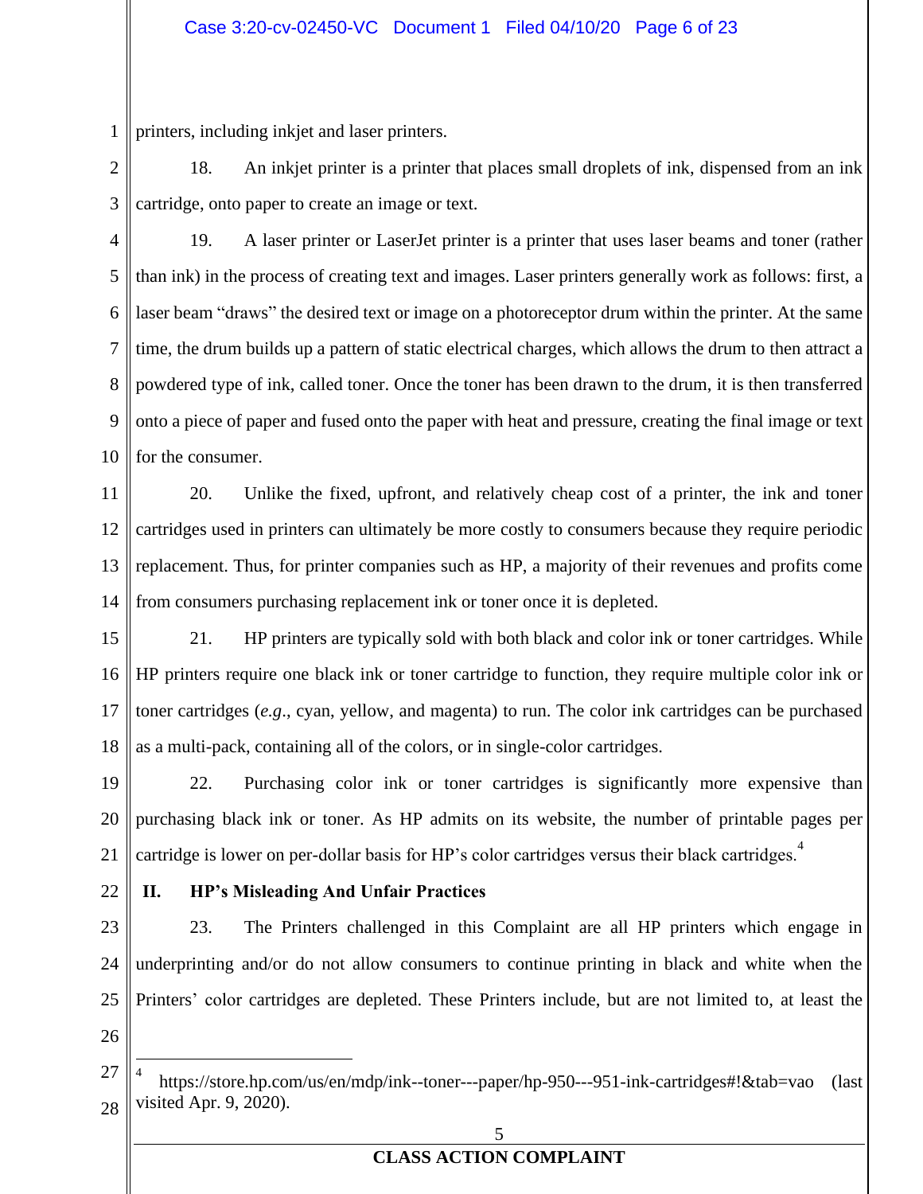printers, including inkjet and laser printers.

18. An inkjet printer is a printer that places small droplets of ink, dispensed from an ink cartridge, onto paper to create an image or text.

19. A laser printer or LaserJet printer is a printer that uses laser beams and toner (rather than ink) in the process of creating text and images. Laser printers generally work as follows: first, a laser beam "draws" the desired text or image on a photoreceptor drum within the printer. At the same time, the drum builds up a pattern of static electrical charges, which allows the drum to then attract a powdered type of ink, called toner. Once the toner has been drawn to the drum, it is then transferred onto a piece of paper and fused onto the paper with heat and pressure, creating the final image or text for the consumer.

20. Unlike the fixed, upfront, and relatively cheap cost of a printer, the ink and toner cartridges used in printers can ultimately be more costly to consumers because they require periodic replacement. Thus, for printer companies such as HP, a majority of their revenues and profits come from consumers purchasing replacement ink or toner once it is depleted.

21. HP printers are typically sold with both black and color ink or toner cartridges. While HP printers require one black ink or toner cartridge to function, they require multiple color ink or toner cartridges (*e.g.*, cyan, yellow, and magenta) to run. The color ink cartridges can be purchased as a multi-pack, containing all of the colors, or in single-color cartridges.

22. Purchasing color ink or toner cartridges is significantly more expensive than purchasing black ink or toner. As HP admits on its website, the number of printable pages per cartridge is lower on per-dollar basis for HP's color cartridges versus their black cartridges.[4]

## II. HP's Misleading And Unfair Practices

23. The Printers challenged in this Complaint are all HP printers which engage in underprinting and/or do not allow consumers to continue printing in black and white when the Printers' color cartridges are depleted. These Printers include, but are not limited to, at least the

---

[4] https://store.hp.com/us/en/mdp/ink--toner---paper/hp-950---951-ink-cartridges#!&tab=vao (last visited Apr. 9, 2020).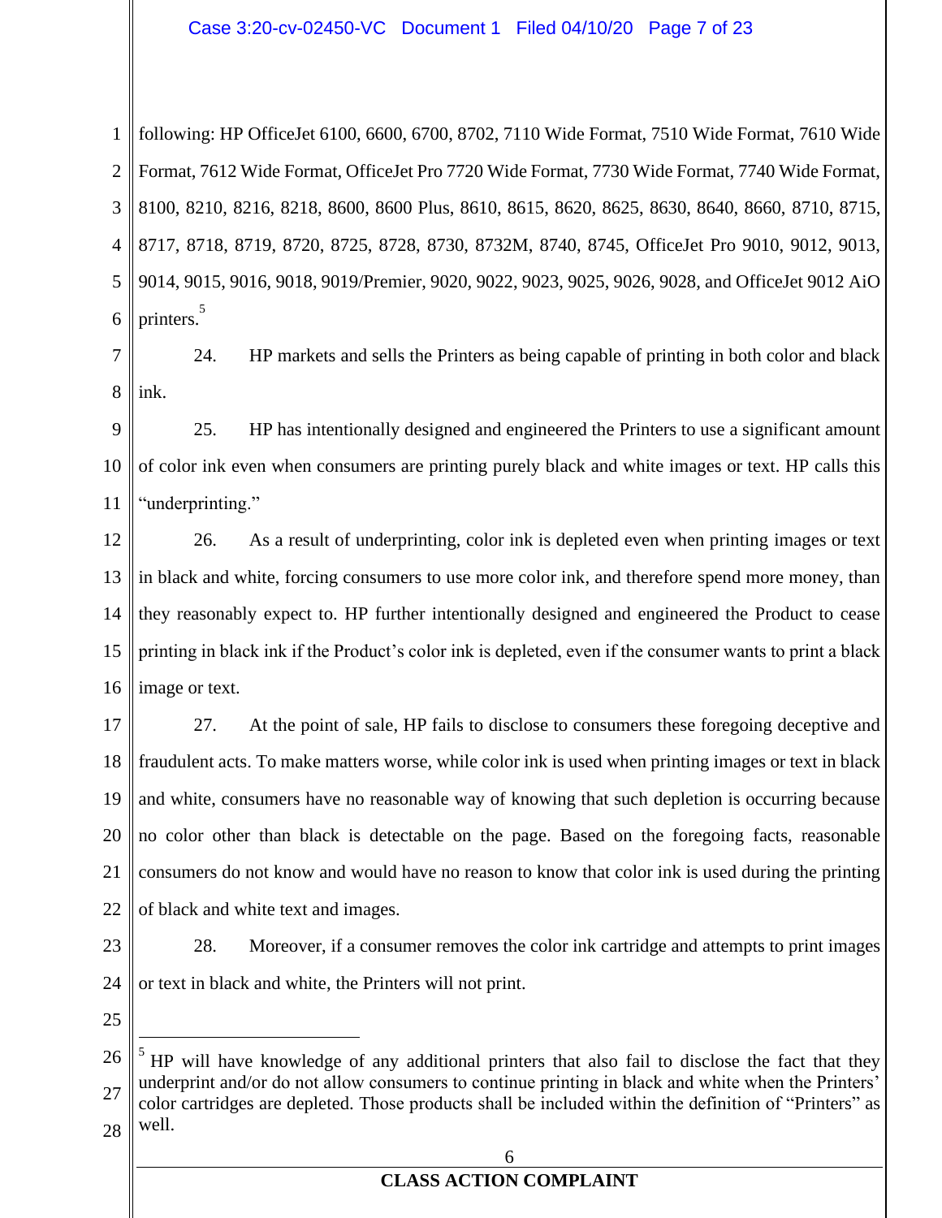following: HP OfficeJet 6100, 6600, 6700, 8702, 7110 Wide Format, 7510 Wide Format, 7610 Wide Format, 7612 Wide Format, OfficeJet Pro 7720 Wide Format, 7730 Wide Format, 7740 Wide Format, 8100, 8210, 8216, 8218, 8600, 8600 Plus, 8610, 8615, 8620, 8625, 8630, 8640, 8660, 8710, 8715, 8717, 8718, 8719, 8720, 8725, 8728, 8730, 8732M, 8740, 8745, OfficeJet Pro 9010, 9012, 9013, 9014, 9015, 9016, 9018, 9019/Premier, 9020, 9022, 9023, 9025, 9026, 9028, and OfficeJet 9012 AiO printers.[5]

24. HP markets and sells the Printers as being capable of printing in both color and black ink.

25. HP has intentionally designed and engineered the Printers to use a significant amount of color ink even when consumers are printing purely black and white images or text. HP calls this "underprinting."

26. As a result of underprinting, color ink is depleted even when printing images or text in black and white, forcing consumers to use more color ink, and therefore spend more money, than they reasonably expect to. HP further intentionally designed and engineered the Product to cease printing in black ink if the Product's color ink is depleted, even if the consumer wants to print a black image or text.

27. At the point of sale, HP fails to disclose to consumers these foregoing deceptive and fraudulent acts. To make matters worse, while color ink is used when printing images or text in black and white, consumers have no reasonable way of knowing that such depletion is occurring because no color other than black is detectable on the page. Based on the foregoing facts, reasonable consumers do not know and would have no reason to know that color ink is used during the printing of black and white text and images.

28. Moreover, if a consumer removes the color ink cartridge and attempts to print images or text in black and white, the Printers will not print.

---

[5] HP will have knowledge of any additional printers that also fail to disclose the fact that they underprint and/or do not allow consumers to continue printing in black and white when the Printers' color cartridges are depleted. Those products shall be included within the definition of "Printers" as well.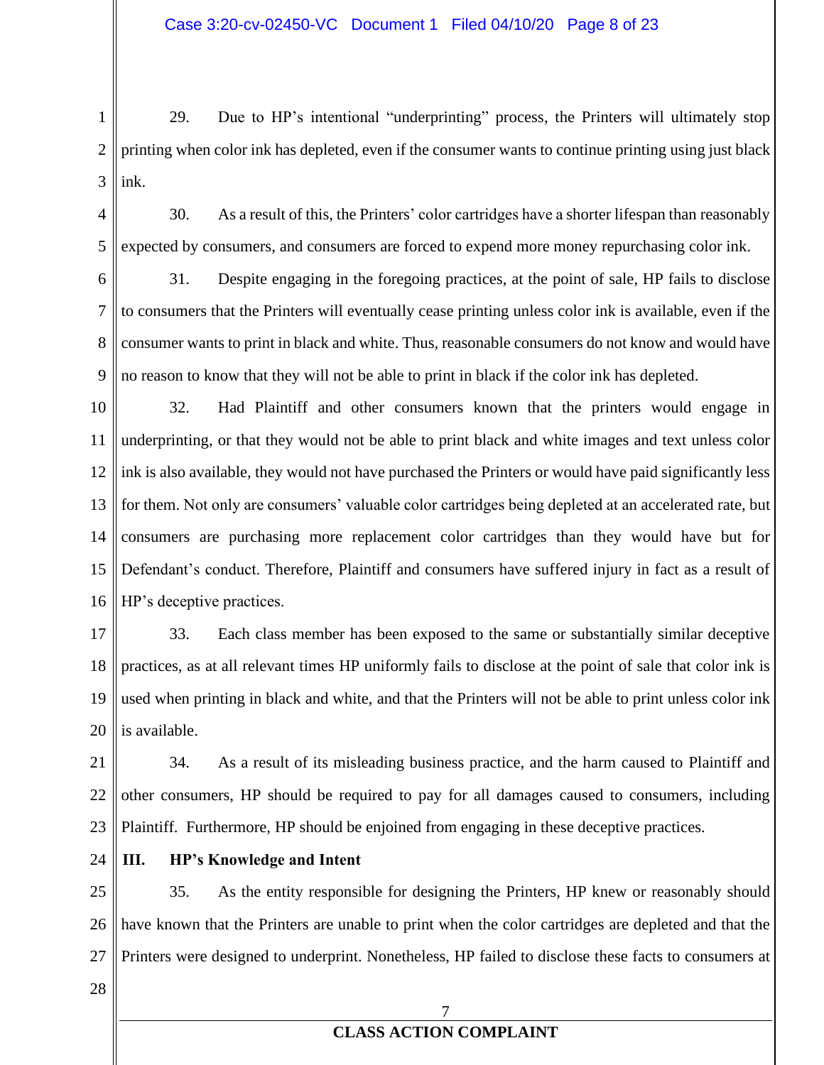29. Due to HP's intentional "underprinting" process, the Printers will ultimately stop printing when color ink has depleted, even if the consumer wants to continue printing using just black ink.

30. As a result of this, the Printers' color cartridges have a shorter lifespan than reasonably expected by consumers, and consumers are forced to expend more money repurchasing color ink.

31. Despite engaging in the foregoing practices, at the point of sale, HP fails to disclose to consumers that the Printers will eventually cease printing unless color ink is available, even if the consumer wants to print in black and white. Thus, reasonable consumers do not know and would have no reason to know that they will not be able to print in black if the color ink has depleted.

32. Had Plaintiff and other consumers known that the printers would engage in underprinting, or that they would not be able to print black and white images and text unless color ink is also available, they would not have purchased the Printers or would have paid significantly less for them. Not only are consumers' valuable color cartridges being depleted at an accelerated rate, but consumers are purchasing more replacement color cartridges than they would have but for Defendant's conduct. Therefore, Plaintiff and consumers have suffered injury in fact as a result of HP's deceptive practices.

33. Each class member has been exposed to the same or substantially similar deceptive practices, as at all relevant times HP uniformly fails to disclose at the point of sale that color ink is used when printing in black and white, and that the Printers will not be able to print unless color ink is available.

34. As a result of its misleading business practice, and the harm caused to Plaintiff and other consumers, HP should be required to pay for all damages caused to consumers, including Plaintiff. Furthermore, HP should be enjoined from engaging in these deceptive practices.

## III. HP's Knowledge and Intent

35. As the entity responsible for designing the Printers, HP knew or reasonably should have known that the Printers are unable to print when the color cartridges are depleted and that the Printers were designed to underprint. Nonetheless, HP failed to disclose these facts to consumers at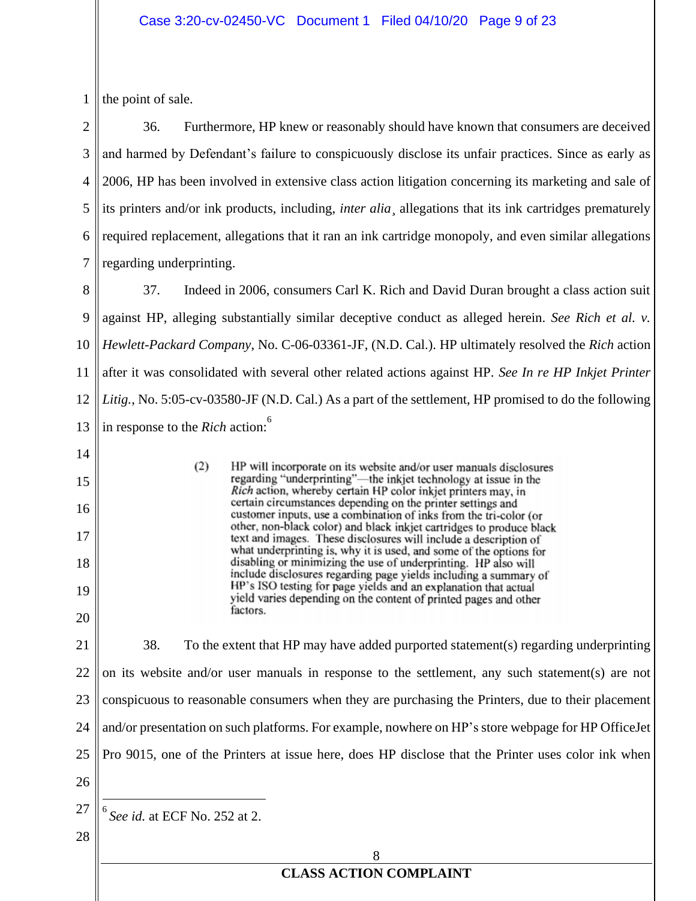the point of sale.

36. Furthermore, HP knew or reasonably should have known that consumers are deceived and harmed by Defendant's failure to conspicuously disclose its unfair practices. Since as early as 2006, HP has been involved in extensive class action litigation concerning its marketing and sale of its printers and/or ink products, including, *inter alia*¸ allegations that its ink cartridges prematurely required replacement, allegations that it ran an ink cartridge monopoly, and even similar allegations regarding underprinting.

37. Indeed in 2006, consumers Carl K. Rich and David Duran brought a class action suit against HP, alleging substantially similar deceptive conduct as alleged herein. *See Rich et al. v. Hewlett-Packard Company*, No. C-06-03361-JF, (N.D. Cal.). HP ultimately resolved the *Rich* action after it was consolidated with several other related actions against HP. *See In re HP Inkjet Printer Litig.*, No. 5:05-cv-03580-JF (N.D. Cal.) As a part of the settlement, HP promised to do the following in response to the *Rich* action:[6]

> (2) HP will incorporate on its website and/or user manuals disclosures regarding "underprinting"—the inkjet technology at issue in the *Rich* action, whereby certain HP color inkjet printers may, in certain circumstances depending on the printer settings and customer inputs, use a combination of inks from the tri-color (or other, non-black color) and black inkjet cartridges to produce black text and images. These disclosures will include a description of what underprinting is, why it is used, and some of the options for disabling or minimizing the use of underprinting. HP also will include disclosures regarding page yields including a summary of HP's ISO testing for page yields and an explanation that actual yield varies depending on the content of printed pages and other factors.

38. To the extent that HP may have added purported statement(s) regarding underprinting on its website and/or user manuals in response to the settlement, any such statement(s) are not conspicuous to reasonable consumers when they are purchasing the Printers, due to their placement and/or presentation on such platforms. For example, nowhere on HP's store webpage for HP OfficeJet Pro 9015, one of the Printers at issue here, does HP disclose that the Printer uses color ink when

[6] *See id.* at ECF No. 252 at 2.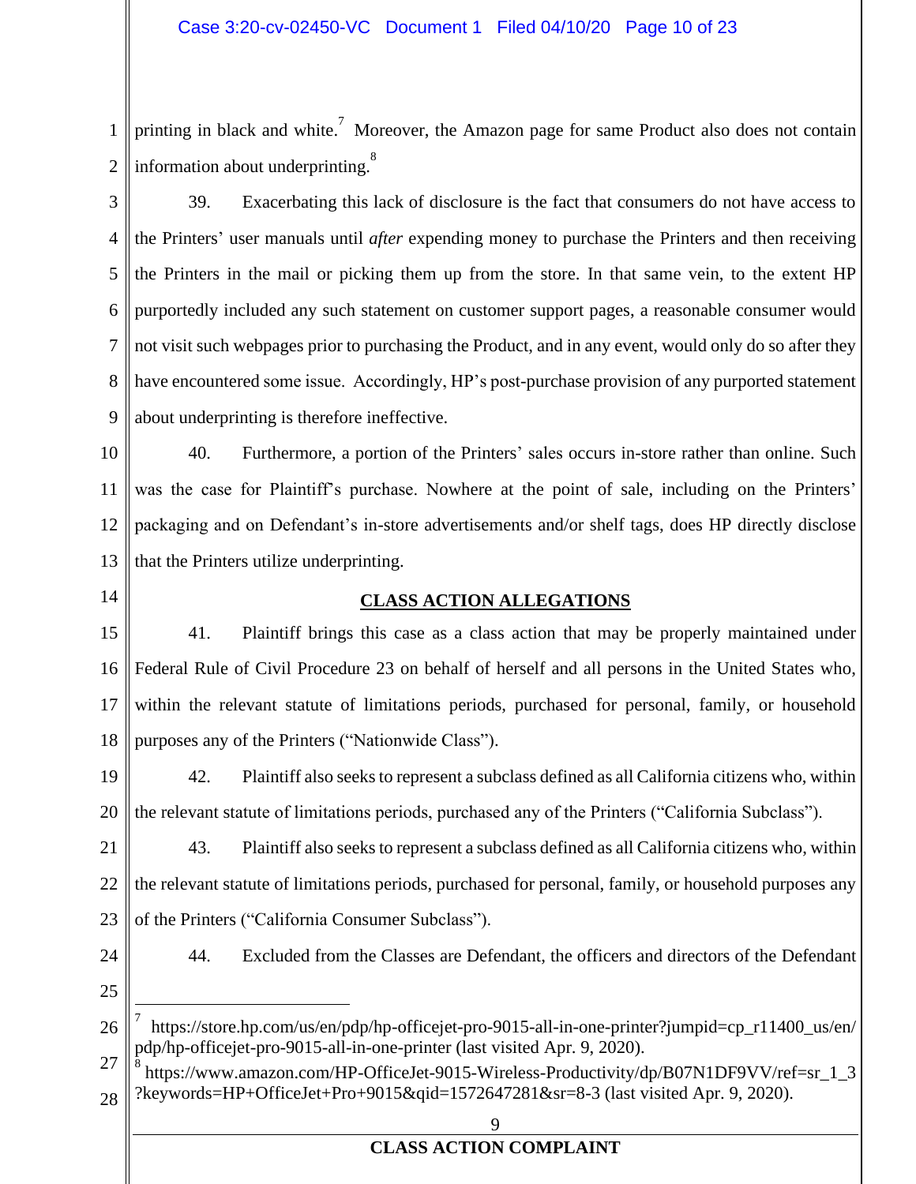printing in black and white.[7] Moreover, the Amazon page for same Product also does not contain information about underprinting.[8]

39. Exacerbating this lack of disclosure is the fact that consumers do not have access to the Printers' user manuals until *after* expending money to purchase the Printers and then receiving the Printers in the mail or picking them up from the store. In that same vein, to the extent HP purportedly included any such statement on customer support pages, a reasonable consumer would not visit such webpages prior to purchasing the Product, and in any event, would only do so after they have encountered some issue. Accordingly, HP's post-purchase provision of any purported statement about underprinting is therefore ineffective.

40. Furthermore, a portion of the Printers' sales occurs in-store rather than online. Such was the case for Plaintiff's purchase. Nowhere at the point of sale, including on the Printers' packaging and on Defendant's in-store advertisements and/or shelf tags, does HP directly disclose that the Printers utilize underprinting.

## CLASS ACTION ALLEGATIONS

41. Plaintiff brings this case as a class action that may be properly maintained under Federal Rule of Civil Procedure 23 on behalf of herself and all persons in the United States who, within the relevant statute of limitations periods, purchased for personal, family, or household purposes any of the Printers ("Nationwide Class").

42. Plaintiff also seeks to represent a subclass defined as all California citizens who, within the relevant statute of limitations periods, purchased any of the Printers ("California Subclass").

43. Plaintiff also seeks to represent a subclass defined as all California citizens who, within the relevant statute of limitations periods, purchased for personal, family, or household purposes any of the Printers ("California Consumer Subclass").

44. Excluded from the Classes are Defendant, the officers and directors of the Defendant

---

[7] https://store.hp.com/us/en/pdp/hp-officejet-pro-9015-all-in-one-printer?jumpid=cp_r11400_us/en/pdp/hp-officejet-pro-9015-all-in-one-printer (last visited Apr. 9, 2020).

[8] https://www.amazon.com/HP-OfficeJet-9015-Wireless-Productivity/dp/B07N1DF9VV/ref=sr_1_3?keywords=HP+OfficeJet+Pro+9015&qid=1572647281&sr=8-3 (last visited Apr. 9, 2020).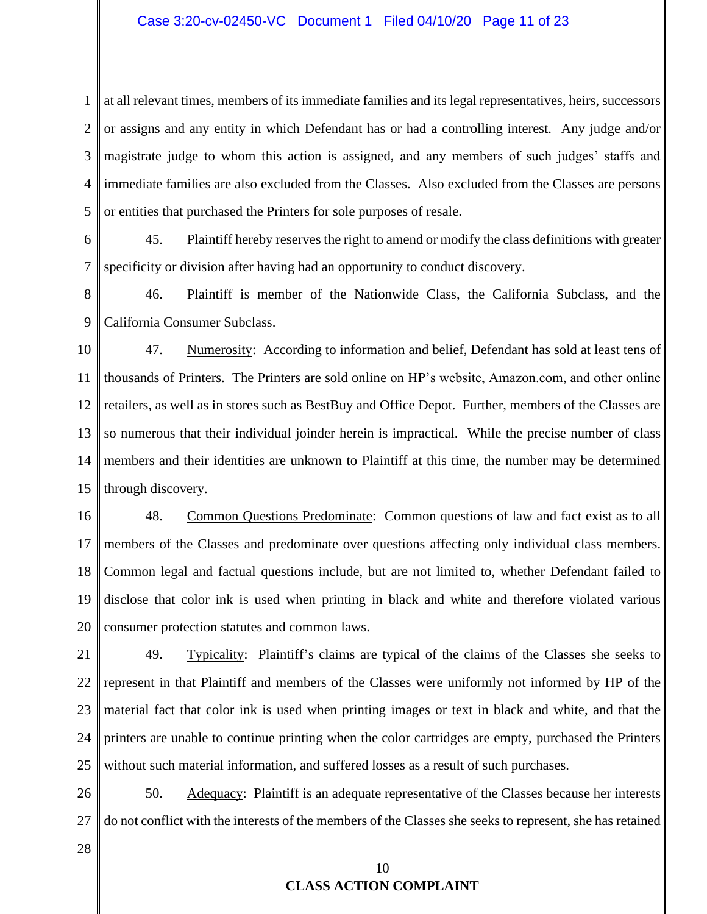at all relevant times, members of its immediate families and its legal representatives, heirs, successors or assigns and any entity in which Defendant has or had a controlling interest. Any judge and/or magistrate judge to whom this action is assigned, and any members of such judges' staffs and immediate families are also excluded from the Classes. Also excluded from the Classes are persons or entities that purchased the Printers for sole purposes of resale.

45. Plaintiff hereby reserves the right to amend or modify the class definitions with greater specificity or division after having had an opportunity to conduct discovery.

46. Plaintiff is member of the Nationwide Class, the California Subclass, and the California Consumer Subclass.

47. Numerosity: According to information and belief, Defendant has sold at least tens of thousands of Printers. The Printers are sold online on HP's website, Amazon.com, and other online retailers, as well as in stores such as BestBuy and Office Depot. Further, members of the Classes are so numerous that their individual joinder herein is impractical. While the precise number of class members and their identities are unknown to Plaintiff at this time, the number may be determined through discovery.

48. Common Questions Predominate: Common questions of law and fact exist as to all members of the Classes and predominate over questions affecting only individual class members. Common legal and factual questions include, but are not limited to, whether Defendant failed to disclose that color ink is used when printing in black and white and therefore violated various consumer protection statutes and common laws.

49. Typicality: Plaintiff's claims are typical of the claims of the Classes she seeks to represent in that Plaintiff and members of the Classes were uniformly not informed by HP of the material fact that color ink is used when printing images or text in black and white, and that the printers are unable to continue printing when the color cartridges are empty, purchased the Printers without such material information, and suffered losses as a result of such purchases.

50. Adequacy: Plaintiff is an adequate representative of the Classes because her interests do not conflict with the interests of the members of the Classes she seeks to represent, she has retained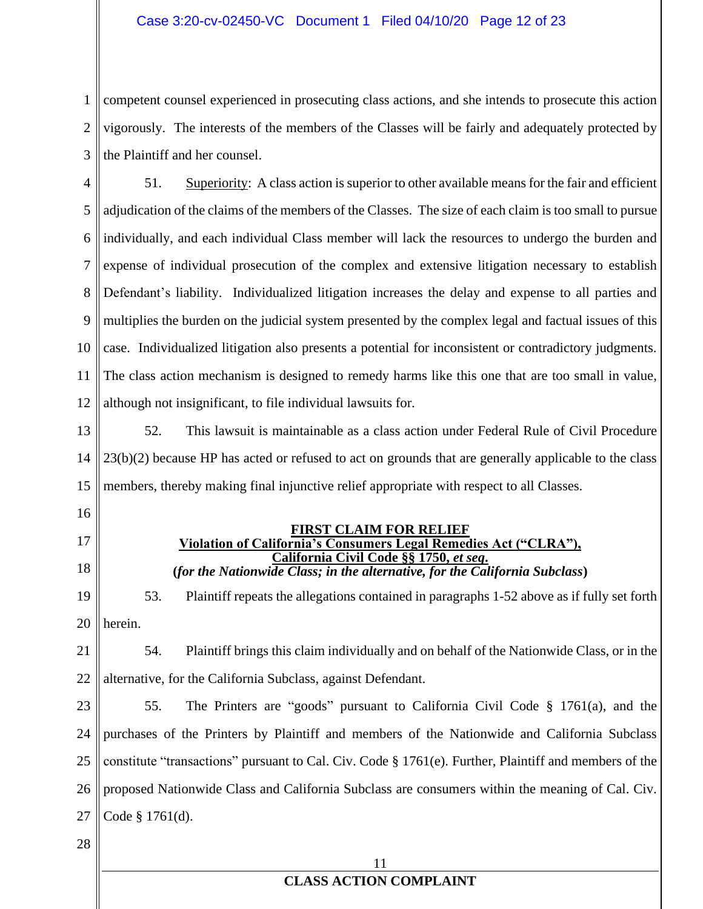competent counsel experienced in prosecuting class actions, and she intends to prosecute this action vigorously. The interests of the members of the Classes will be fairly and adequately protected by the Plaintiff and her counsel.

51. Superiority: A class action is superior to other available means for the fair and efficient adjudication of the claims of the members of the Classes. The size of each claim is too small to pursue individually, and each individual Class member will lack the resources to undergo the burden and expense of individual prosecution of the complex and extensive litigation necessary to establish Defendant's liability. Individualized litigation increases the delay and expense to all parties and multiplies the burden on the judicial system presented by the complex legal and factual issues of this case. Individualized litigation also presents a potential for inconsistent or contradictory judgments. The class action mechanism is designed to remedy harms like this one that are too small in value, although not insignificant, to file individual lawsuits for.

52. This lawsuit is maintainable as a class action under Federal Rule of Civil Procedure 23(b)(2) because HP has acted or refused to act on grounds that are generally applicable to the class members, thereby making final injunctive relief appropriate with respect to all Classes.

**FIRST CLAIM FOR RELIEF**
**Violation of California's Consumers Legal Remedies Act ("CLRA"), California Civil Code §§ 1750, *et seq.***
**(*for the Nationwide Class; in the alternative, for the California Subclass*)**

53. Plaintiff repeats the allegations contained in paragraphs 1-52 above as if fully set forth herein.

54. Plaintiff brings this claim individually and on behalf of the Nationwide Class, or in the alternative, for the California Subclass, against Defendant.

55. The Printers are "goods" pursuant to California Civil Code § 1761(a), and the purchases of the Printers by Plaintiff and members of the Nationwide and California Subclass constitute "transactions" pursuant to Cal. Civ. Code § 1761(e). Further, Plaintiff and members of the proposed Nationwide Class and California Subclass are consumers within the meaning of Cal. Civ. Code § 1761(d).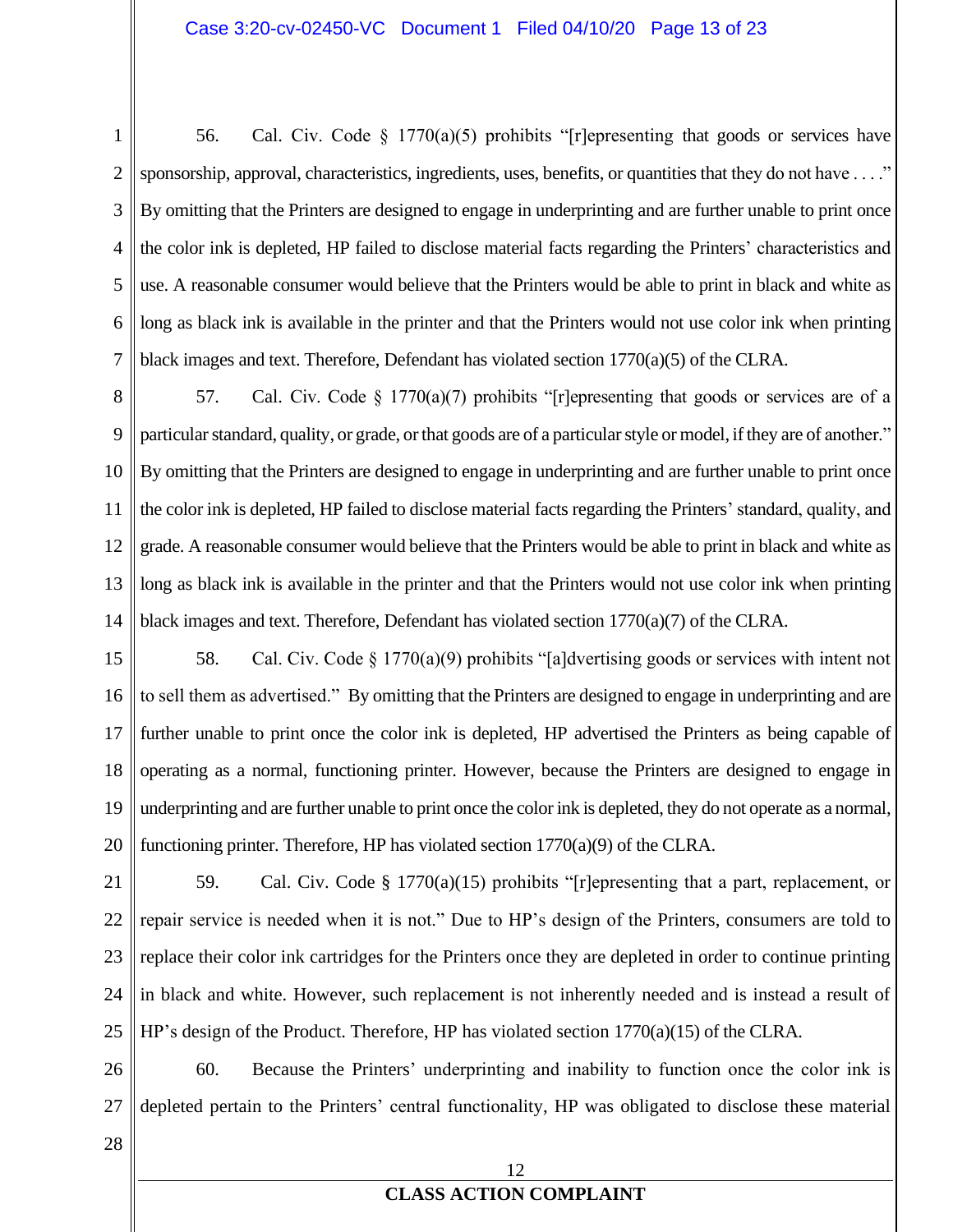56. Cal. Civ. Code § 1770(a)(5) prohibits "[r]epresenting that goods or services have sponsorship, approval, characteristics, ingredients, uses, benefits, or quantities that they do not have . . . ." By omitting that the Printers are designed to engage in underprinting and are further unable to print once the color ink is depleted, HP failed to disclose material facts regarding the Printers' characteristics and use. A reasonable consumer would believe that the Printers would be able to print in black and white as long as black ink is available in the printer and that the Printers would not use color ink when printing black images and text. Therefore, Defendant has violated section 1770(a)(5) of the CLRA.

57. Cal. Civ. Code § 1770(a)(7) prohibits "[r]epresenting that goods or services are of a particular standard, quality, or grade, or that goods are of a particular style or model, if they are of another." By omitting that the Printers are designed to engage in underprinting and are further unable to print once the color ink is depleted, HP failed to disclose material facts regarding the Printers' standard, quality, and grade. A reasonable consumer would believe that the Printers would be able to print in black and white as long as black ink is available in the printer and that the Printers would not use color ink when printing black images and text. Therefore, Defendant has violated section 1770(a)(7) of the CLRA.

58. Cal. Civ. Code § 1770(a)(9) prohibits "[a]dvertising goods or services with intent not to sell them as advertised." By omitting that the Printers are designed to engage in underprinting and are further unable to print once the color ink is depleted, HP advertised the Printers as being capable of operating as a normal, functioning printer. However, because the Printers are designed to engage in underprinting and are further unable to print once the color ink is depleted, they do not operate as a normal, functioning printer. Therefore, HP has violated section 1770(a)(9) of the CLRA.

59. Cal. Civ. Code § 1770(a)(15) prohibits "[r]epresenting that a part, replacement, or repair service is needed when it is not." Due to HP's design of the Printers, consumers are told to replace their color ink cartridges for the Printers once they are depleted in order to continue printing in black and white. However, such replacement is not inherently needed and is instead a result of HP's design of the Product. Therefore, HP has violated section 1770(a)(15) of the CLRA.

60. Because the Printers' underprinting and inability to function once the color ink is depleted pertain to the Printers' central functionality, HP was obligated to disclose these material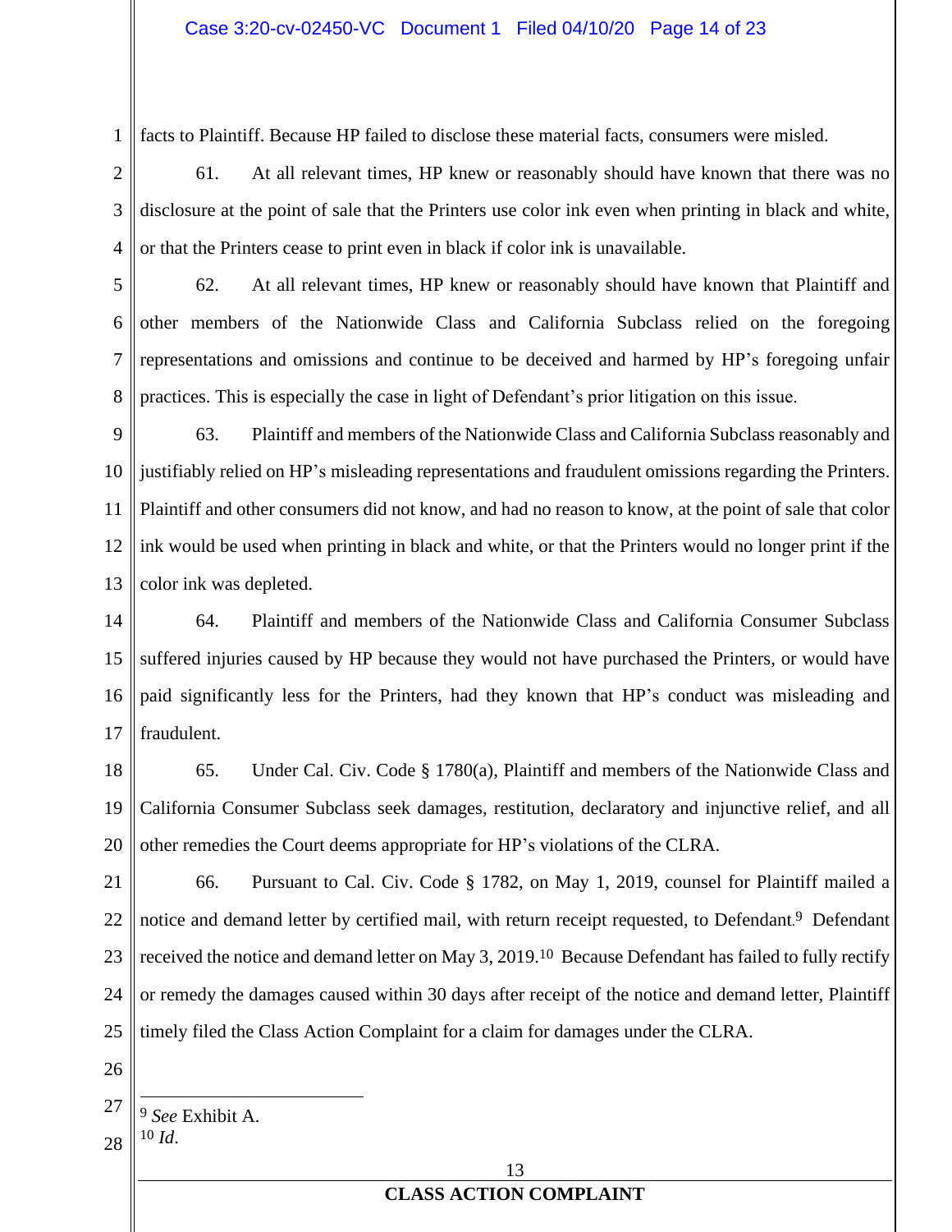facts to Plaintiff. Because HP failed to disclose these material facts, consumers were misled.

61. At all relevant times, HP knew or reasonably should have known that there was no disclosure at the point of sale that the Printers use color ink even when printing in black and white, or that the Printers cease to print even in black if color ink is unavailable.

62. At all relevant times, HP knew or reasonably should have known that Plaintiff and other members of the Nationwide Class and California Subclass relied on the foregoing representations and omissions and continue to be deceived and harmed by HP's foregoing unfair practices. This is especially the case in light of Defendant's prior litigation on this issue.

63. Plaintiff and members of the Nationwide Class and California Subclass reasonably and justifiably relied on HP's misleading representations and fraudulent omissions regarding the Printers. Plaintiff and other consumers did not know, and had no reason to know, at the point of sale that color ink would be used when printing in black and white, or that the Printers would no longer print if the color ink was depleted.

64. Plaintiff and members of the Nationwide Class and California Consumer Subclass suffered injuries caused by HP because they would not have purchased the Printers, or would have paid significantly less for the Printers, had they known that HP's conduct was misleading and fraudulent.

65. Under Cal. Civ. Code § 1780(a), Plaintiff and members of the Nationwide Class and California Consumer Subclass seek damages, restitution, declaratory and injunctive relief, and all other remedies the Court deems appropriate for HP's violations of the CLRA.

66. Pursuant to Cal. Civ. Code § 1782, on May 1, 2019, counsel for Plaintiff mailed a notice and demand letter by certified mail, with return receipt requested, to Defendant.[9] Defendant received the notice and demand letter on May 3, 2019.[10] Because Defendant has failed to fully rectify or remedy the damages caused within 30 days after receipt of the notice and demand letter, Plaintiff timely filed the Class Action Complaint for a claim for damages under the CLRA.

---

[9] *See* Exhibit A.

[10] *Id*.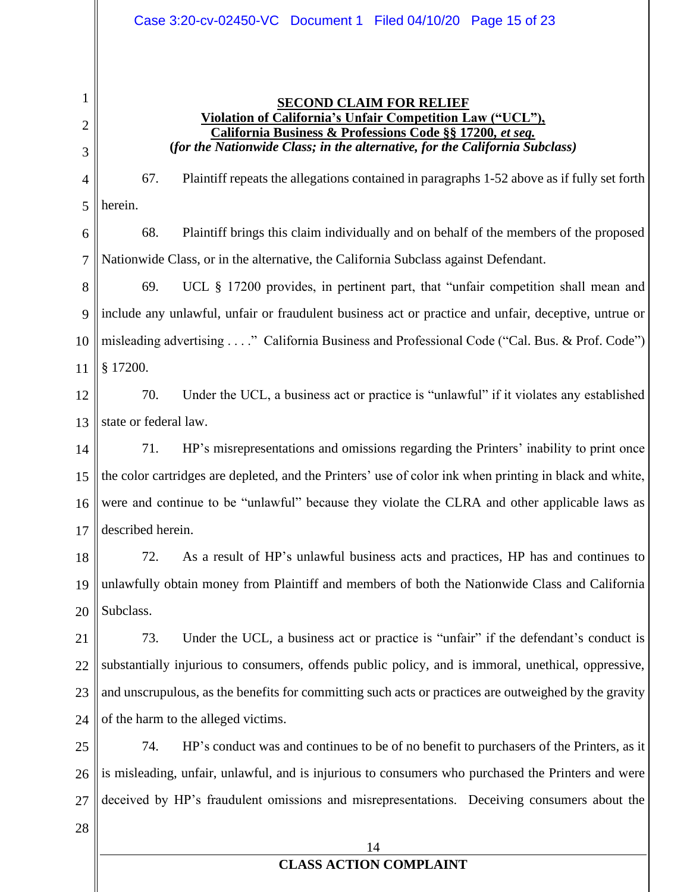**SECOND CLAIM FOR RELIEF**
**Violation of California's Unfair Competition Law ("UCL"),**
**California Business & Professions Code §§ 17200, *et seq.***
**(*for the Nationwide Class; in the alternative, for the California Subclass*)**

67. Plaintiff repeats the allegations contained in paragraphs 1-52 above as if fully set forth herein.

68. Plaintiff brings this claim individually and on behalf of the members of the proposed Nationwide Class, or in the alternative, the California Subclass against Defendant.

69. UCL § 17200 provides, in pertinent part, that "unfair competition shall mean and include any unlawful, unfair or fraudulent business act or practice and unfair, deceptive, untrue or misleading advertising . . . ." California Business and Professional Code ("Cal. Bus. & Prof. Code") § 17200.

70. Under the UCL, a business act or practice is "unlawful" if it violates any established state or federal law.

71. HP's misrepresentations and omissions regarding the Printers' inability to print once the color cartridges are depleted, and the Printers' use of color ink when printing in black and white, were and continue to be "unlawful" because they violate the CLRA and other applicable laws as described herein.

72. As a result of HP's unlawful business acts and practices, HP has and continues to unlawfully obtain money from Plaintiff and members of both the Nationwide Class and California Subclass.

73. Under the UCL, a business act or practice is "unfair" if the defendant's conduct is substantially injurious to consumers, offends public policy, and is immoral, unethical, oppressive, and unscrupulous, as the benefits for committing such acts or practices are outweighed by the gravity of the harm to the alleged victims.

74. HP's conduct was and continues to be of no benefit to purchasers of the Printers, as it is misleading, unfair, unlawful, and is injurious to consumers who purchased the Printers and were deceived by HP's fraudulent omissions and misrepresentations. Deceiving consumers about the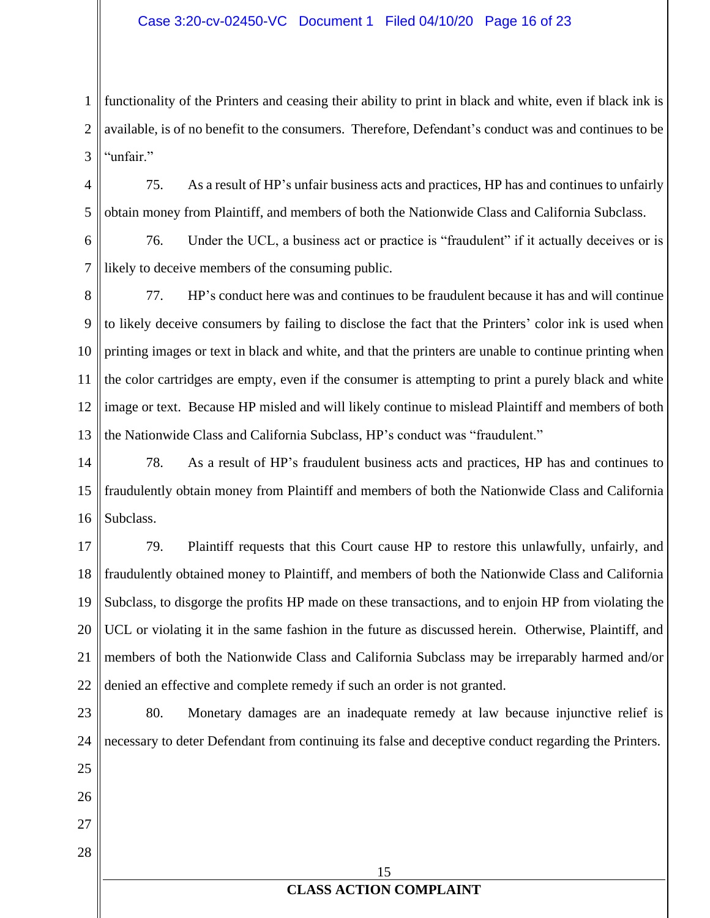functionality of the Printers and ceasing their ability to print in black and white, even if black ink is available, is of no benefit to the consumers. Therefore, Defendant's conduct was and continues to be "unfair."

75. As a result of HP's unfair business acts and practices, HP has and continues to unfairly obtain money from Plaintiff, and members of both the Nationwide Class and California Subclass.

76. Under the UCL, a business act or practice is "fraudulent" if it actually deceives or is likely to deceive members of the consuming public.

77. HP's conduct here was and continues to be fraudulent because it has and will continue to likely deceive consumers by failing to disclose the fact that the Printers' color ink is used when printing images or text in black and white, and that the printers are unable to continue printing when the color cartridges are empty, even if the consumer is attempting to print a purely black and white image or text. Because HP misled and will likely continue to mislead Plaintiff and members of both the Nationwide Class and California Subclass, HP's conduct was "fraudulent."

78. As a result of HP's fraudulent business acts and practices, HP has and continues to fraudulently obtain money from Plaintiff and members of both the Nationwide Class and California Subclass.

79. Plaintiff requests that this Court cause HP to restore this unlawfully, unfairly, and fraudulently obtained money to Plaintiff, and members of both the Nationwide Class and California Subclass, to disgorge the profits HP made on these transactions, and to enjoin HP from violating the UCL or violating it in the same fashion in the future as discussed herein. Otherwise, Plaintiff, and members of both the Nationwide Class and California Subclass may be irreparably harmed and/or denied an effective and complete remedy if such an order is not granted.

80. Monetary damages are an inadequate remedy at law because injunctive relief is necessary to deter Defendant from continuing its false and deceptive conduct regarding the Printers.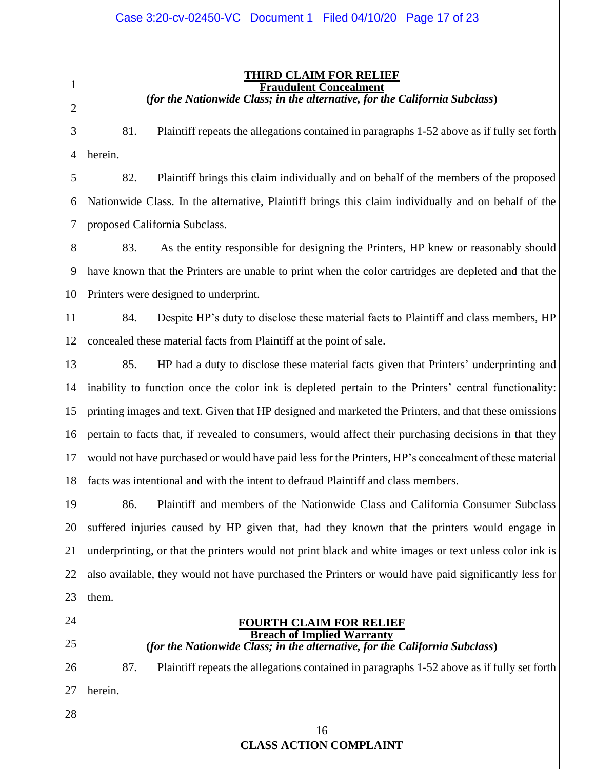**THIRD CLAIM FOR RELIEF**
**Fraudulent Concealment**
**(*for the Nationwide Class; in the alternative, for the California Subclass*)**

81. Plaintiff repeats the allegations contained in paragraphs 1-52 above as if fully set forth herein.

82. Plaintiff brings this claim individually and on behalf of the members of the proposed Nationwide Class. In the alternative, Plaintiff brings this claim individually and on behalf of the proposed California Subclass.

83. As the entity responsible for designing the Printers, HP knew or reasonably should have known that the Printers are unable to print when the color cartridges are depleted and that the Printers were designed to underprint.

84. Despite HP's duty to disclose these material facts to Plaintiff and class members, HP concealed these material facts from Plaintiff at the point of sale.

85. HP had a duty to disclose these material facts given that Printers' underprinting and inability to function once the color ink is depleted pertain to the Printers' central functionality: printing images and text. Given that HP designed and marketed the Printers, and that these omissions pertain to facts that, if revealed to consumers, would affect their purchasing decisions in that they would not have purchased or would have paid less for the Printers, HP's concealment of these material facts was intentional and with the intent to defraud Plaintiff and class members.

86. Plaintiff and members of the Nationwide Class and California Consumer Subclass suffered injuries caused by HP given that, had they known that the printers would engage in underprinting, or that the printers would not print black and white images or text unless color ink is also available, they would not have purchased the Printers or would have paid significantly less for them.

**FOURTH CLAIM FOR RELIEF**
**Breach of Implied Warranty**
**(*for the Nationwide Class; in the alternative, for the California Subclass*)**

87. Plaintiff repeats the allegations contained in paragraphs 1-52 above as if fully set forth herein.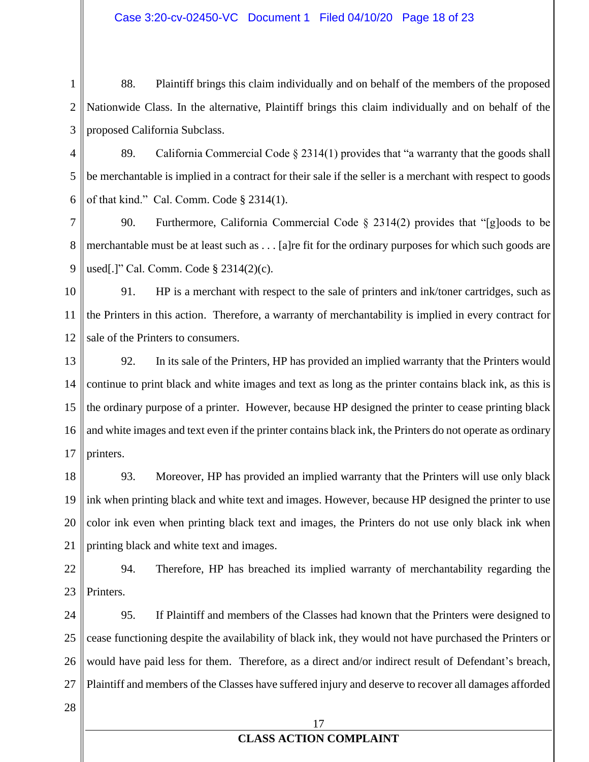88. Plaintiff brings this claim individually and on behalf of the members of the proposed Nationwide Class. In the alternative, Plaintiff brings this claim individually and on behalf of the proposed California Subclass.

89. California Commercial Code § 2314(1) provides that "a warranty that the goods shall be merchantable is implied in a contract for their sale if the seller is a merchant with respect to goods of that kind." Cal. Comm. Code § 2314(1).

90. Furthermore, California Commercial Code § 2314(2) provides that "[g]oods to be merchantable must be at least such as . . . [a]re fit for the ordinary purposes for which such goods are used[.]" Cal. Comm. Code § 2314(2)(c).

91. HP is a merchant with respect to the sale of printers and ink/toner cartridges, such as the Printers in this action. Therefore, a warranty of merchantability is implied in every contract for sale of the Printers to consumers.

92. In its sale of the Printers, HP has provided an implied warranty that the Printers would continue to print black and white images and text as long as the printer contains black ink, as this is the ordinary purpose of a printer. However, because HP designed the printer to cease printing black and white images and text even if the printer contains black ink, the Printers do not operate as ordinary printers.

93. Moreover, HP has provided an implied warranty that the Printers will use only black ink when printing black and white text and images. However, because HP designed the printer to use color ink even when printing black text and images, the Printers do not use only black ink when printing black and white text and images.

94. Therefore, HP has breached its implied warranty of merchantability regarding the Printers.

95. If Plaintiff and members of the Classes had known that the Printers were designed to cease functioning despite the availability of black ink, they would not have purchased the Printers or would have paid less for them. Therefore, as a direct and/or indirect result of Defendant's breach, Plaintiff and members of the Classes have suffered injury and deserve to recover all damages afforded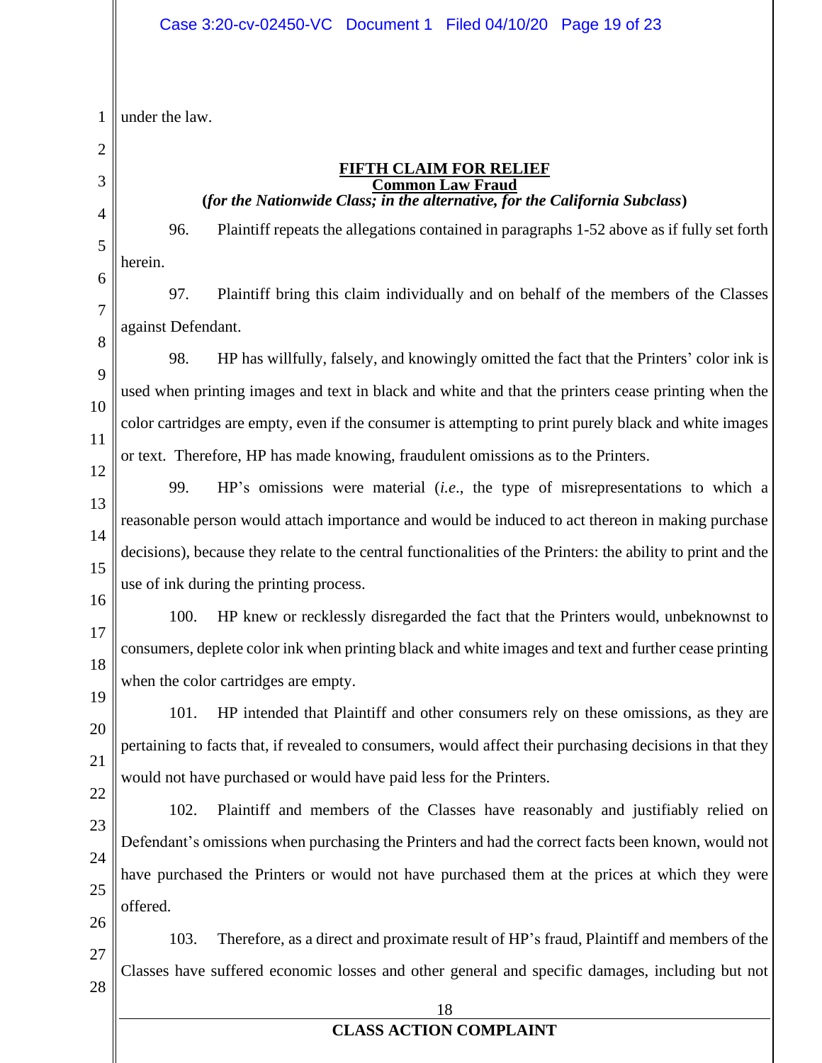under the law.

**FIFTH CLAIM FOR RELIEF**
**Common Law Fraud**
**(*for the Nationwide Class; in the alternative, for the California Subclass*)**

96. Plaintiff repeats the allegations contained in paragraphs 1-52 above as if fully set forth herein.

97. Plaintiff bring this claim individually and on behalf of the members of the Classes against Defendant.

98. HP has willfully, falsely, and knowingly omitted the fact that the Printers' color ink is used when printing images and text in black and white and that the printers cease printing when the color cartridges are empty, even if the consumer is attempting to print purely black and white images or text. Therefore, HP has made knowing, fraudulent omissions as to the Printers.

99. HP's omissions were material (*i.e.*, the type of misrepresentations to which a reasonable person would attach importance and would be induced to act thereon in making purchase decisions), because they relate to the central functionalities of the Printers: the ability to print and the use of ink during the printing process.

100. HP knew or recklessly disregarded the fact that the Printers would, unbeknownst to consumers, deplete color ink when printing black and white images and text and further cease printing when the color cartridges are empty.

101. HP intended that Plaintiff and other consumers rely on these omissions, as they are pertaining to facts that, if revealed to consumers, would affect their purchasing decisions in that they would not have purchased or would have paid less for the Printers.

102. Plaintiff and members of the Classes have reasonably and justifiably relied on Defendant's omissions when purchasing the Printers and had the correct facts been known, would not have purchased the Printers or would not have purchased them at the prices at which they were offered.

103. Therefore, as a direct and proximate result of HP's fraud, Plaintiff and members of the Classes have suffered economic losses and other general and specific damages, including but not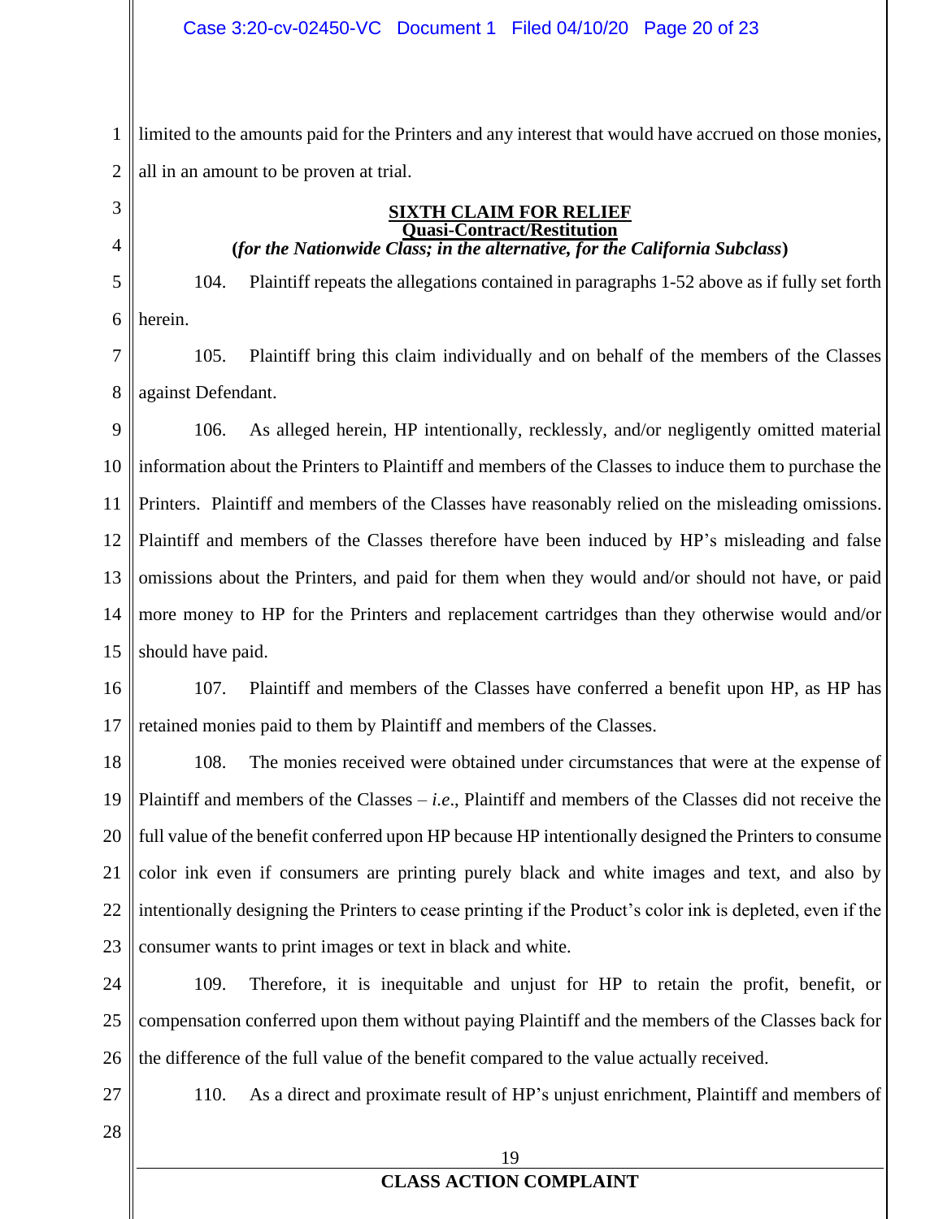limited to the amounts paid for the Printers and any interest that would have accrued on those monies, all in an amount to be proven at trial.

## SIXTH CLAIM FOR RELIEF
## Quasi-Contract/Restitution
**(*for the Nationwide Class; in the alternative, for the California Subclass*)**

104. Plaintiff repeats the allegations contained in paragraphs 1-52 above as if fully set forth herein.

105. Plaintiff bring this claim individually and on behalf of the members of the Classes against Defendant.

106. As alleged herein, HP intentionally, recklessly, and/or negligently omitted material information about the Printers to Plaintiff and members of the Classes to induce them to purchase the Printers. Plaintiff and members of the Classes have reasonably relied on the misleading omissions. Plaintiff and members of the Classes therefore have been induced by HP's misleading and false omissions about the Printers, and paid for them when they would and/or should not have, or paid more money to HP for the Printers and replacement cartridges than they otherwise would and/or should have paid.

107. Plaintiff and members of the Classes have conferred a benefit upon HP, as HP has retained monies paid to them by Plaintiff and members of the Classes.

108. The monies received were obtained under circumstances that were at the expense of Plaintiff and members of the Classes – *i.e*., Plaintiff and members of the Classes did not receive the full value of the benefit conferred upon HP because HP intentionally designed the Printers to consume color ink even if consumers are printing purely black and white images and text, and also by intentionally designing the Printers to cease printing if the Product's color ink is depleted, even if the consumer wants to print images or text in black and white.

109. Therefore, it is inequitable and unjust for HP to retain the profit, benefit, or compensation conferred upon them without paying Plaintiff and the members of the Classes back for the difference of the full value of the benefit compared to the value actually received.

110. As a direct and proximate result of HP's unjust enrichment, Plaintiff and members of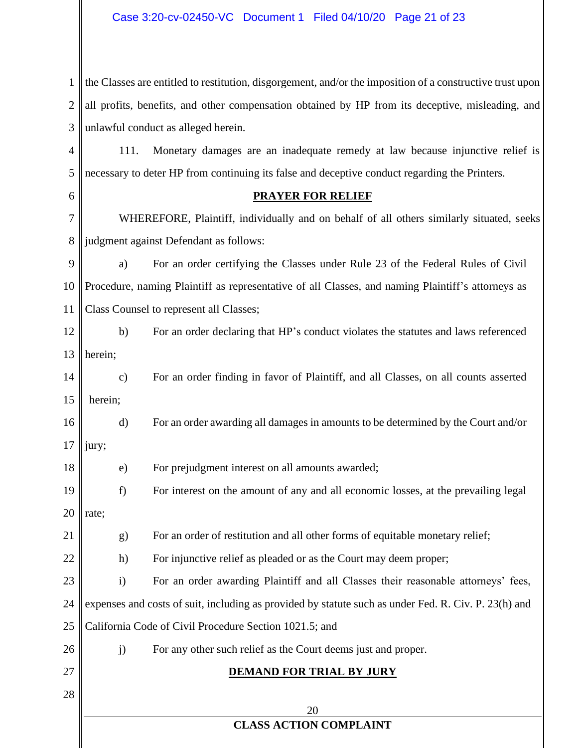the Classes are entitled to restitution, disgorgement, and/or the imposition of a constructive trust upon all profits, benefits, and other compensation obtained by HP from its deceptive, misleading, and unlawful conduct as alleged herein.

111. Monetary damages are an inadequate remedy at law because injunctive relief is necessary to deter HP from continuing its false and deceptive conduct regarding the Printers.

## PRAYER FOR RELIEF

WHEREFORE, Plaintiff, individually and on behalf of all others similarly situated, seeks judgment against Defendant as follows:

a) For an order certifying the Classes under Rule 23 of the Federal Rules of Civil Procedure, naming Plaintiff as representative of all Classes, and naming Plaintiff's attorneys as Class Counsel to represent all Classes;

b) For an order declaring that HP's conduct violates the statutes and laws referenced herein;

c) For an order finding in favor of Plaintiff, and all Classes, on all counts asserted herein;

d) For an order awarding all damages in amounts to be determined by the Court and/or jury;

e) For prejudgment interest on all amounts awarded;

f) For interest on the amount of any and all economic losses, at the prevailing legal rate;

g) For an order of restitution and all other forms of equitable monetary relief;

h) For injunctive relief as pleaded or as the Court may deem proper;

i) For an order awarding Plaintiff and all Classes their reasonable attorneys' fees, expenses and costs of suit, including as provided by statute such as under Fed. R. Civ. P. 23(h) and California Code of Civil Procedure Section 1021.5; and

j) For any other such relief as the Court deems just and proper.

## DEMAND FOR TRIAL BY JURY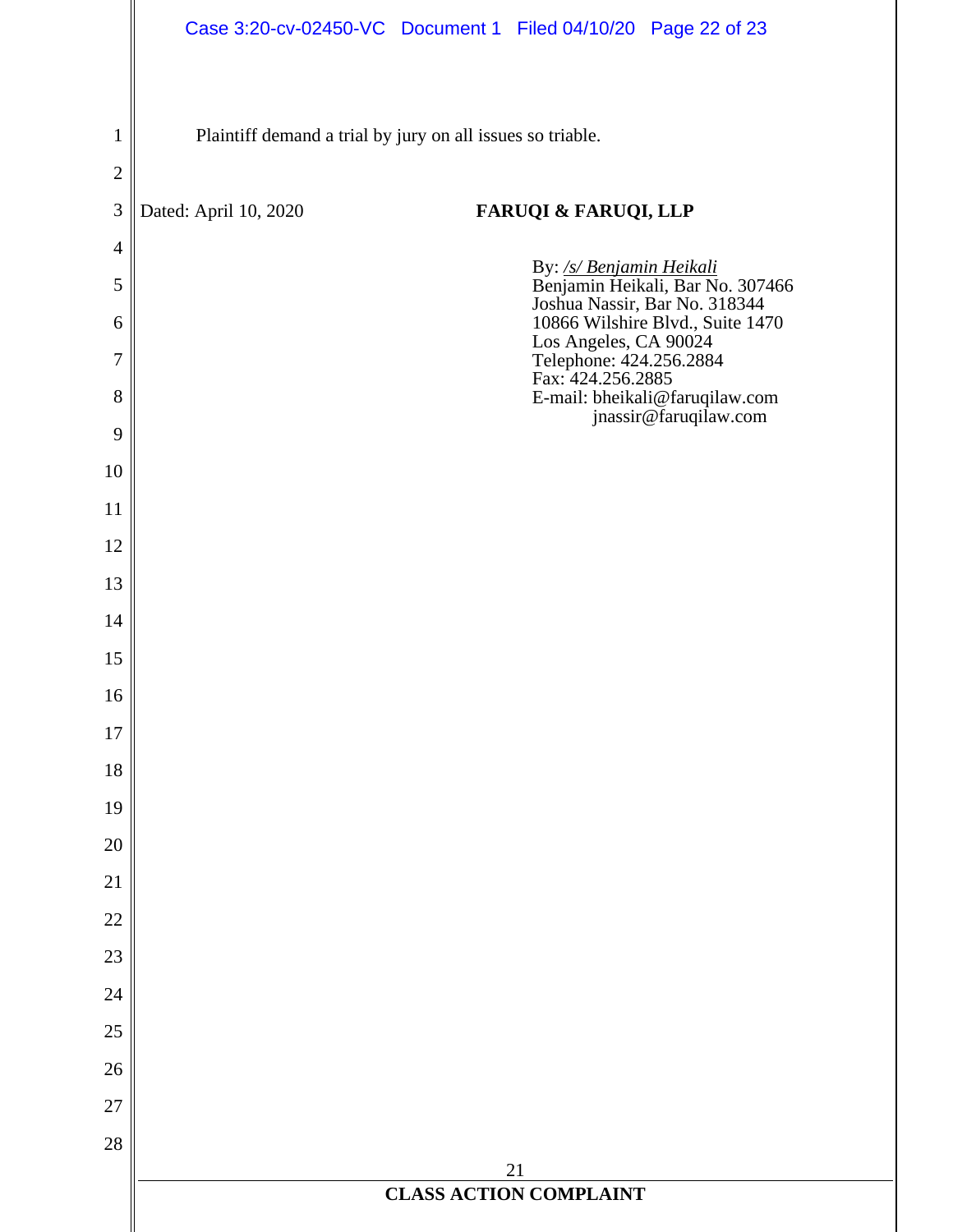Plaintiff demand a trial by jury on all issues so triable.

Dated: April 10, 2020

**FARUQI & FARUQI, LLP**

By: /s/ Benjamin Heikali
Benjamin Heikali, Bar No. 307466
Joshua Nassir, Bar No. 318344
10866 Wilshire Blvd., Suite 1470
Los Angeles, CA 90024
Telephone: 424.256.2884
Fax: 424.256.2885
E-mail: bheikali@faruqilaw.com
jnassir@faruqilaw.com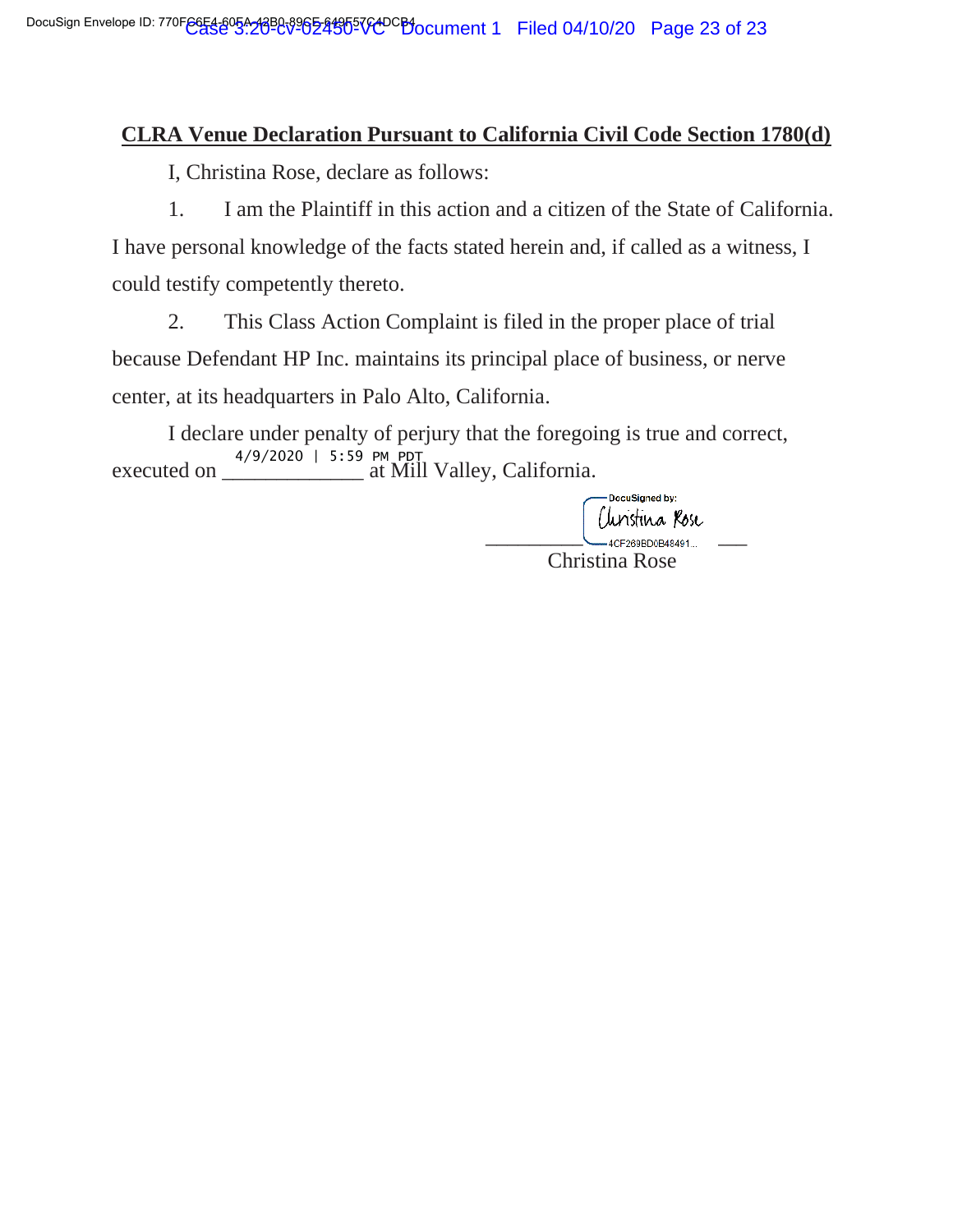## CLRA Venue Declaration Pursuant to California Civil Code Section 1780(d)

I, Christina Rose, declare as follows:

1. I am the Plaintiff in this action and a citizen of the State of California. I have personal knowledge of the facts stated herein and, if called as a witness, I could testify competently thereto.

2. This Class Action Complaint is filed in the proper place of trial because Defendant HP Inc. maintains its principal place of business, or nerve center, at its headquarters in Palo Alto, California.

I declare under penalty of perjury that the foregoing is true and correct, executed on 4/9/2020 | 5:59 PM PDT at Mill Valley, California.

DocuSigned by:
Christina Rose
4CF269BD0B48491...

Christina Rose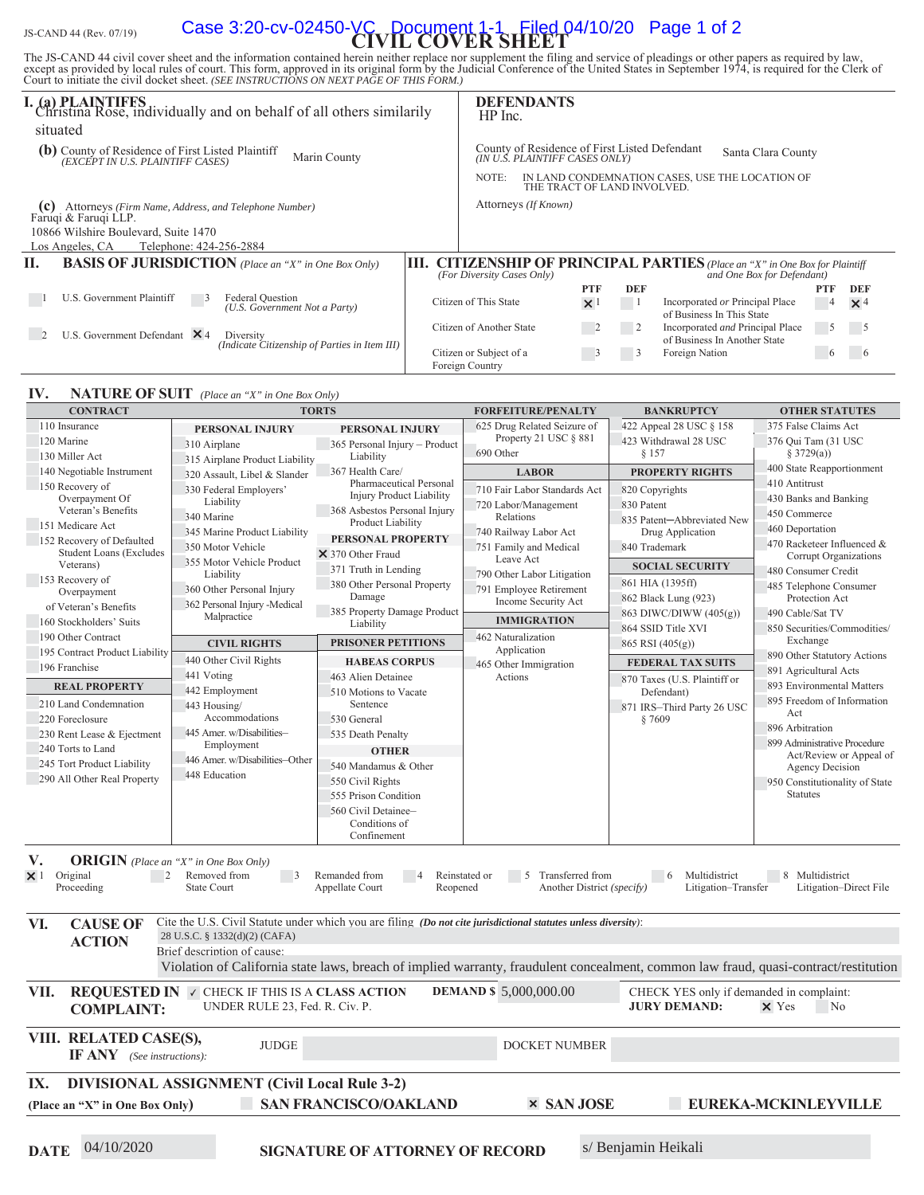JS-CAND 44 (Rev. 07/19)

# CIVIL COVER SHEET

The JS-CAND 44 civil cover sheet and the information contained herein neither replace nor supplement the filing and service of pleadings or other papers as required by law, except as provided by local rules of court. This form, approved in its original form by the Judicial Conference of the United States in September 1974, is required for the Clerk of Court to initiate the civil docket sheet. *(SEE INSTRUCTIONS ON NEXT PAGE OF THIS FORM.)*

## I. (a) PLAINTIFFS

Christina Rose, individually and on behalf of all others similarly situated

**(b)** County of Residence of First Listed Plaintiff *(EXCEPT IN U.S. PLAINTIFF CASES)*: Marin County

**(c)** Attorneys *(Firm Name, Address, and Telephone Number)*
Faruqi & Faruqi LLP.
10866 Wilshire Boulevard, Suite 1470
Los Angeles, CA Telephone: 424-256-2884

## DEFENDANTS

HP Inc.

County of Residence of First Listed Defendant *(IN U.S. PLAINTIFF CASES ONLY)*: Santa Clara County

NOTE: IN LAND CONDEMNATION CASES, USE THE LOCATION OF THE TRACT OF LAND INVOLVED.

Attorneys *(If Known)*

## II. BASIS OF JURISDICTION *(Place an "X" in One Box Only)*

- ☐ 1 U.S. Government Plaintiff
- ☐ 3 Federal Question *(U.S. Government Not a Party)*
- ☐ 2 U.S. Government Defendant
- ☒ 4 Diversity *(Indicate Citizenship of Parties in Item III)*

## III. CITIZENSHIP OF PRINCIPAL PARTIES *(Place an "X" in One Box for Plaintiff and One Box for Defendant)* *(For Diversity Cases Only)*

| | PTF | DEF | | PTF | DEF |
|---|---|---|---|---|---|
| Citizen of This State | ☒ 1 | ☐ 1 | Incorporated *or* Principal Place of Business In This State | ☐ 4 | ☒ 4 |
| Citizen of Another State | ☐ 2 | ☐ 2 | Incorporated *and* Principal Place of Business In Another State | ☐ 5 | ☐ 5 |
| Citizen or Subject of a Foreign Country | ☐ 3 | ☐ 3 | Foreign Nation | ☐ 6 | ☐ 6 |

## IV. NATURE OF SUIT *(Place an "X" in One Box Only)*

**CONTRACT**
- 110 Insurance
- 120 Marine
- 130 Miller Act
- 140 Negotiable Instrument
- 150 Recovery of Overpayment Of Veteran's Benefits
- 151 Medicare Act
- 152 Recovery of Defaulted Student Loans (Excludes Veterans)
- 153 Recovery of Overpayment of Veteran's Benefits
- 160 Stockholders' Suits
- 190 Other Contract
- 195 Contract Product Liability
- 196 Franchise

**REAL PROPERTY**
- 210 Land Condemnation
- 220 Foreclosure
- 230 Rent Lease & Ejectment
- 240 Torts to Land
- 245 Tort Product Liability
- 290 All Other Real Property

**TORTS**

*PERSONAL INJURY*
- 310 Airplane
- 315 Airplane Product Liability
- 320 Assault, Libel & Slander
- 330 Federal Employers' Liability
- 340 Marine
- 345 Marine Product Liability
- 350 Motor Vehicle
- 355 Motor Vehicle Product Liability
- 360 Other Personal Injury
- 362 Personal Injury -Medical Malpractice

*PERSONAL INJURY*
- 365 Personal Injury – Product Liability
- 367 Health Care/ Pharmaceutical Personal Injury Product Liability
- 368 Asbestos Personal Injury Product Liability

*PERSONAL PROPERTY*
- ☒ 370 Other Fraud
- 371 Truth in Lending
- 380 Other Personal Property Damage
- 385 Property Damage Product Liability

**CIVIL RIGHTS**
- 440 Other Civil Rights
- 441 Voting
- 442 Employment
- 443 Housing/ Accommodations
- 445 Amer. w/Disabilities–Employment
- 446 Amer. w/Disabilities–Other
- 448 Education

**PRISONER PETITIONS**

*HABEAS CORPUS*
- 463 Alien Detainee
- 510 Motions to Vacate Sentence
- 530 General
- 535 Death Penalty

*OTHER*
- 540 Mandamus & Other
- 550 Civil Rights
- 555 Prison Condition
- 560 Civil Detainee– Conditions of Confinement

**FORFEITURE/PENALTY**
- 625 Drug Related Seizure of Property 21 USC § 881
- 690 Other

**LABOR**
- 710 Fair Labor Standards Act
- 720 Labor/Management Relations
- 740 Railway Labor Act
- 751 Family and Medical Leave Act
- 790 Other Labor Litigation
- 791 Employee Retirement Income Security Act

**IMMIGRATION**
- 462 Naturalization Application
- 465 Other Immigration Actions

**BANKRUPTCY**
- 422 Appeal 28 USC § 158
- 423 Withdrawal 28 USC § 157

**PROPERTY RIGHTS**
- 820 Copyrights
- 830 Patent
- 835 Patent─Abbreviated New Drug Application
- 840 Trademark

**SOCIAL SECURITY**
- 861 HIA (1395ff)
- 862 Black Lung (923)
- 863 DIWC/DIWW (405(g))
- 864 SSID Title XVI
- 865 RSI (405(g))

**FEDERAL TAX SUITS**
- 870 Taxes (U.S. Plaintiff or Defendant)
- 871 IRS–Third Party 26 USC § 7609

**OTHER STATUTES**
- 375 False Claims Act
- 376 Qui Tam (31 USC § 3729(a))
- 400 State Reapportionment
- 410 Antitrust
- 430 Banks and Banking
- 450 Commerce
- 460 Deportation
- 470 Racketeer Influenced & Corrupt Organizations
- 480 Consumer Credit
- 485 Telephone Consumer Protection Act
- 490 Cable/Sat TV
- 850 Securities/Commodities/ Exchange
- 890 Other Statutory Actions
- 891 Agricultural Acts
- 893 Environmental Matters
- 895 Freedom of Information Act
- 896 Arbitration
- 899 Administrative Procedure Act/Review or Appeal of Agency Decision
- 950 Constitutionality of State Statutes

## V. ORIGIN *(Place an "X" in One Box Only)*

- ☒ 1 Original Proceeding
- ☐ 2 Removed from State Court
- ☐ 3 Remanded from Appellate Court
- ☐ 4 Reinstated or Reopened
- ☐ 5 Transferred from Another District *(specify)*
- ☐ 6 Multidistrict Litigation–Transfer
- ☐ 8 Multidistrict Litigation–Direct File

## VI. CAUSE OF ACTION

Cite the U.S. Civil Statute under which you are filing *(Do not cite jurisdictional statutes unless diversity)*:
28 U.S.C. § 1332(d)(2) (CAFA)

Brief description of cause:
Violation of California state laws, breach of implied warranty, fraudulent concealment, common law fraud, quasi-contract/restitution

## VII. REQUESTED IN COMPLAINT:

☑ CHECK IF THIS IS A **CLASS ACTION** UNDER RULE 23, Fed. R. Civ. P.

**DEMAND $** 5,000,000.00

CHECK YES only if demanded in complaint:
**JURY DEMAND:** ☒ Yes ☐ No

## VIII. RELATED CASE(S), IF ANY *(See instructions)*:

JUDGE DOCKET NUMBER

## IX. DIVISIONAL ASSIGNMENT (Civil Local Rule 3-2)

**(Place an "X" in One Box Only)**

- ☐ **SAN FRANCISCO/OAKLAND**
- ☒ **SAN JOSE**
- ☐ **EUREKA-MCKINLEYVILLE**

**DATE** 04/10/2020 **SIGNATURE OF ATTORNEY OF RECORD** s/ Benjamin Heikali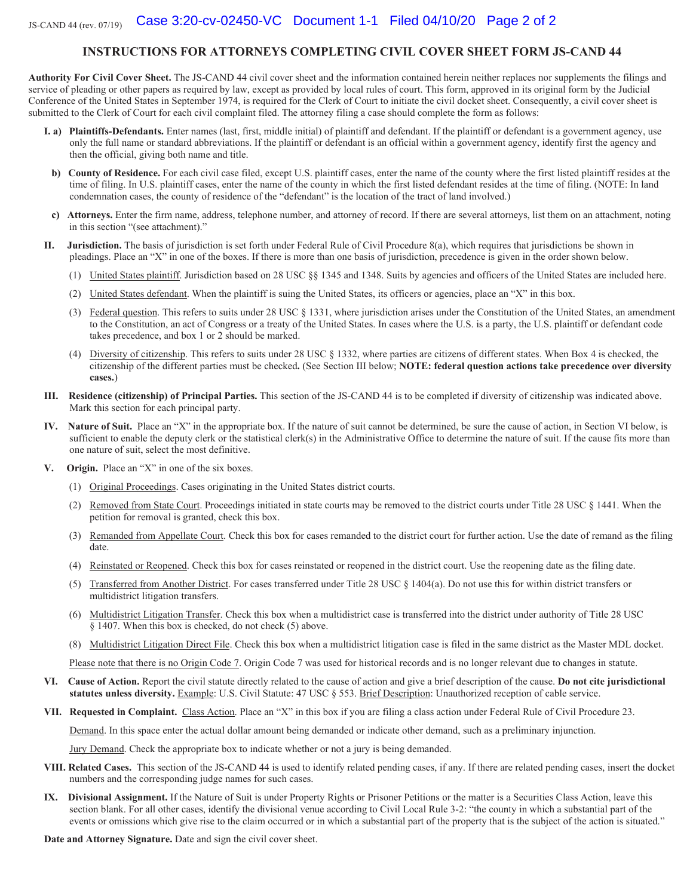JS-CAND 44 (rev. 07/19)

# INSTRUCTIONS FOR ATTORNEYS COMPLETING CIVIL COVER SHEET FORM JS-CAND 44

**Authority For Civil Cover Sheet.** The JS-CAND 44 civil cover sheet and the information contained herein neither replaces nor supplements the filings and service of pleading or other papers as required by law, except as provided by local rules of court. This form, approved in its original form by the Judicial Conference of the United States in September 1974, is required for the Clerk of Court to initiate the civil docket sheet. Consequently, a civil cover sheet is submitted to the Clerk of Court for each civil complaint filed. The attorney filing a case should complete the form as follows:

**I. a) Plaintiffs-Defendants.** Enter names (last, first, middle initial) of plaintiff and defendant. If the plaintiff or defendant is a government agency, use only the full name or standard abbreviations. If the plaintiff or defendant is an official within a government agency, identify first the agency and then the official, giving both name and title.

**b) County of Residence.** For each civil case filed, except U.S. plaintiff cases, enter the name of the county where the first listed plaintiff resides at the time of filing. In U.S. plaintiff cases, enter the name of the county in which the first listed defendant resides at the time of filing. (NOTE: In land condemnation cases, the county of residence of the "defendant" is the location of the tract of land involved.)

**c) Attorneys.** Enter the firm name, address, telephone number, and attorney of record. If there are several attorneys, list them on an attachment, noting in this section "(see attachment)."

**II. Jurisdiction.** The basis of jurisdiction is set forth under Federal Rule of Civil Procedure 8(a), which requires that jurisdictions be shown in pleadings. Place an "X" in one of the boxes. If there is more than one basis of jurisdiction, precedence is given in the order shown below.

(1) United States plaintiff. Jurisdiction based on 28 USC §§ 1345 and 1348. Suits by agencies and officers of the United States are included here.

(2) United States defendant. When the plaintiff is suing the United States, its officers or agencies, place an "X" in this box.

(3) Federal question. This refers to suits under 28 USC § 1331, where jurisdiction arises under the Constitution of the United States, an amendment to the Constitution, an act of Congress or a treaty of the United States. In cases where the U.S. is a party, the U.S. plaintiff or defendant code takes precedence, and box 1 or 2 should be marked.

(4) Diversity of citizenship. This refers to suits under 28 USC § 1332, where parties are citizens of different states. When Box 4 is checked, the citizenship of the different parties must be checked**.** (See Section III below; **NOTE: federal question actions take precedence over diversity cases.**)

**III. Residence (citizenship) of Principal Parties.** This section of the JS-CAND 44 is to be completed if diversity of citizenship was indicated above. Mark this section for each principal party.

**IV. Nature of Suit.** Place an "X" in the appropriate box. If the nature of suit cannot be determined, be sure the cause of action, in Section VI below, is sufficient to enable the deputy clerk or the statistical clerk(s) in the Administrative Office to determine the nature of suit. If the cause fits more than one nature of suit, select the most definitive.

**V. Origin.** Place an "X" in one of the six boxes.

(1) Original Proceedings. Cases originating in the United States district courts.

(2) Removed from State Court. Proceedings initiated in state courts may be removed to the district courts under Title 28 USC § 1441. When the petition for removal is granted, check this box.

(3) Remanded from Appellate Court. Check this box for cases remanded to the district court for further action. Use the date of remand as the filing date.

(4) Reinstated or Reopened. Check this box for cases reinstated or reopened in the district court. Use the reopening date as the filing date.

(5) Transferred from Another District. For cases transferred under Title 28 USC § 1404(a). Do not use this for within district transfers or multidistrict litigation transfers.

(6) Multidistrict Litigation Transfer. Check this box when a multidistrict case is transferred into the district under authority of Title 28 USC § 1407. When this box is checked, do not check (5) above.

(8) Multidistrict Litigation Direct File. Check this box when a multidistrict litigation case is filed in the same district as the Master MDL docket.

Please note that there is no Origin Code 7. Origin Code 7 was used for historical records and is no longer relevant due to changes in statute.

**VI. Cause of Action.** Report the civil statute directly related to the cause of action and give a brief description of the cause. **Do not cite jurisdictional statutes unless diversity.** Example: U.S. Civil Statute: 47 USC § 553. Brief Description: Unauthorized reception of cable service.

**VII. Requested in Complaint.** Class Action. Place an "X" in this box if you are filing a class action under Federal Rule of Civil Procedure 23.

Demand. In this space enter the actual dollar amount being demanded or indicate other demand, such as a preliminary injunction.

Jury Demand. Check the appropriate box to indicate whether or not a jury is being demanded.

**VIII. Related Cases.** This section of the JS-CAND 44 is used to identify related pending cases, if any. If there are related pending cases, insert the docket numbers and the corresponding judge names for such cases.

**IX. Divisional Assignment.** If the Nature of Suit is under Property Rights or Prisoner Petitions or the matter is a Securities Class Action, leave this section blank. For all other cases, identify the divisional venue according to Civil Local Rule 3-2: "the county in which a substantial part of the events or omissions which give rise to the claim occurred or in which a substantial part of the property that is the subject of the action is situated."

**Date and Attorney Signature.** Date and sign the civil cover sheet.